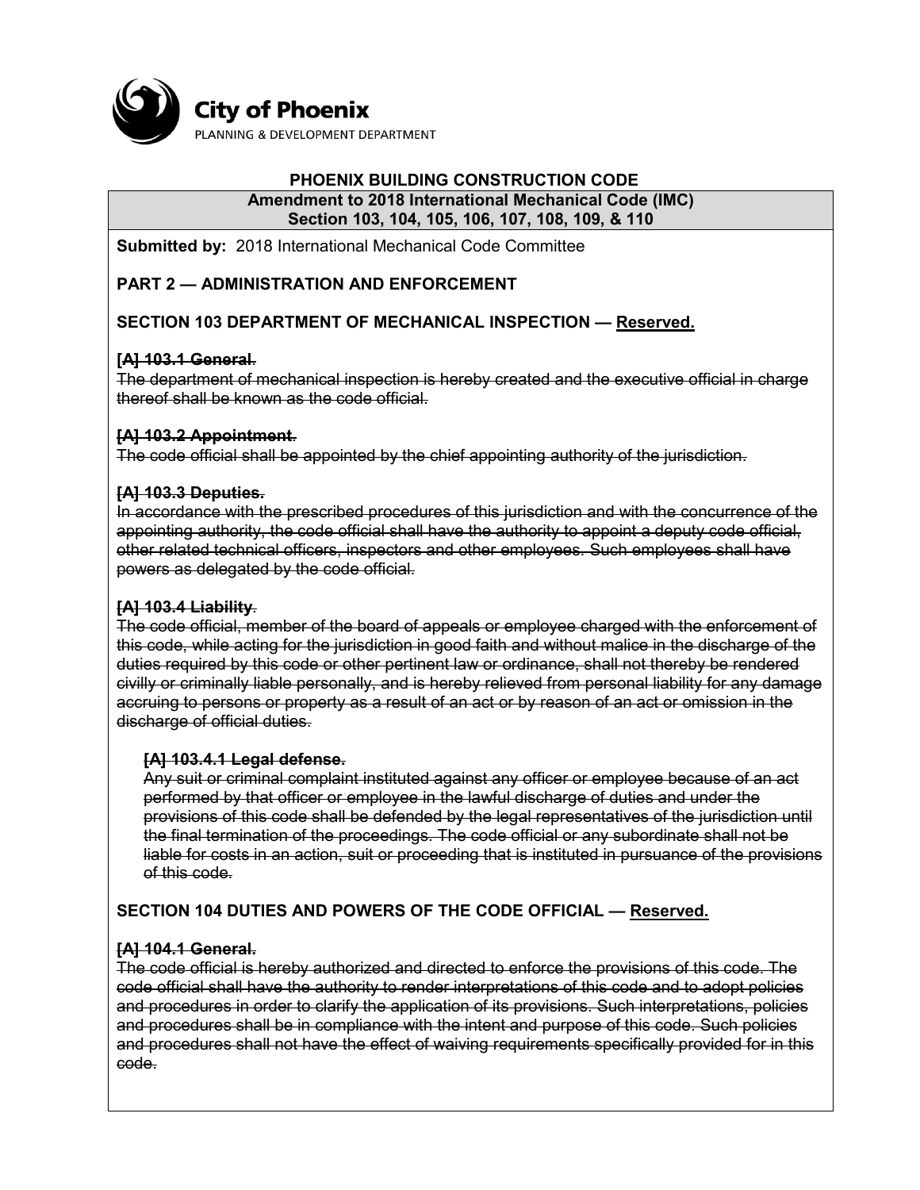City of Phoenix
PLANNING & DEVELOPMENT DEPARTMENT

# PHOENIX BUILDING CONSTRUCTION CODE

**Amendment to 2018 International Mechanical Code (IMC)**
**Section 103, 104, 105, 106, 107, 108, 109, & 110**

**Submitted by:** 2018 International Mechanical Code Committee

## PART 2 — ADMINISTRATION AND ENFORCEMENT

### SECTION 103 DEPARTMENT OF MECHANICAL INSPECTION — <u>Reserved.</u>

**~~[A] 103.1 General.~~**
~~The department of mechanical inspection is hereby created and the executive official in charge thereof shall be known as the code official.~~

**~~[A] 103.2 Appointment.~~**
~~The code official shall be appointed by the chief appointing authority of the jurisdiction.~~

**~~[A] 103.3 Deputies.~~**
~~In accordance with the prescribed procedures of this jurisdiction and with the concurrence of the appointing authority, the code official shall have the authority to appoint a deputy code official, other related technical officers, inspectors and other employees. Such employees shall have powers as delegated by the code official.~~

**~~[A] 103.4 Liability.~~**
~~The code official, member of the board of appeals or employee charged with the enforcement of this code, while acting for the jurisdiction in good faith and without malice in the discharge of the duties required by this code or other pertinent law or ordinance, shall not thereby be rendered civilly or criminally liable personally, and is hereby relieved from personal liability for any damage accruing to persons or property as a result of an act or by reason of an act or omission in the discharge of official duties.~~

> **~~[A] 103.4.1 Legal defense.~~**
> ~~Any suit or criminal complaint instituted against any officer or employee because of an act performed by that officer or employee in the lawful discharge of duties and under the provisions of this code shall be defended by the legal representatives of the jurisdiction until the final termination of the proceedings. The code official or any subordinate shall not be liable for costs in an action, suit or proceeding that is instituted in pursuance of the provisions of this code.~~

### SECTION 104 DUTIES AND POWERS OF THE CODE OFFICIAL — <u>Reserved.</u>

**~~[A] 104.1 General.~~**
~~The code official is hereby authorized and directed to enforce the provisions of this code. The code official shall have the authority to render interpretations of this code and to adopt policies and procedures in order to clarify the application of its provisions. Such interpretations, policies and procedures shall be in compliance with the intent and purpose of this code. Such policies and procedures shall not have the effect of waiving requirements specifically provided for in this code.~~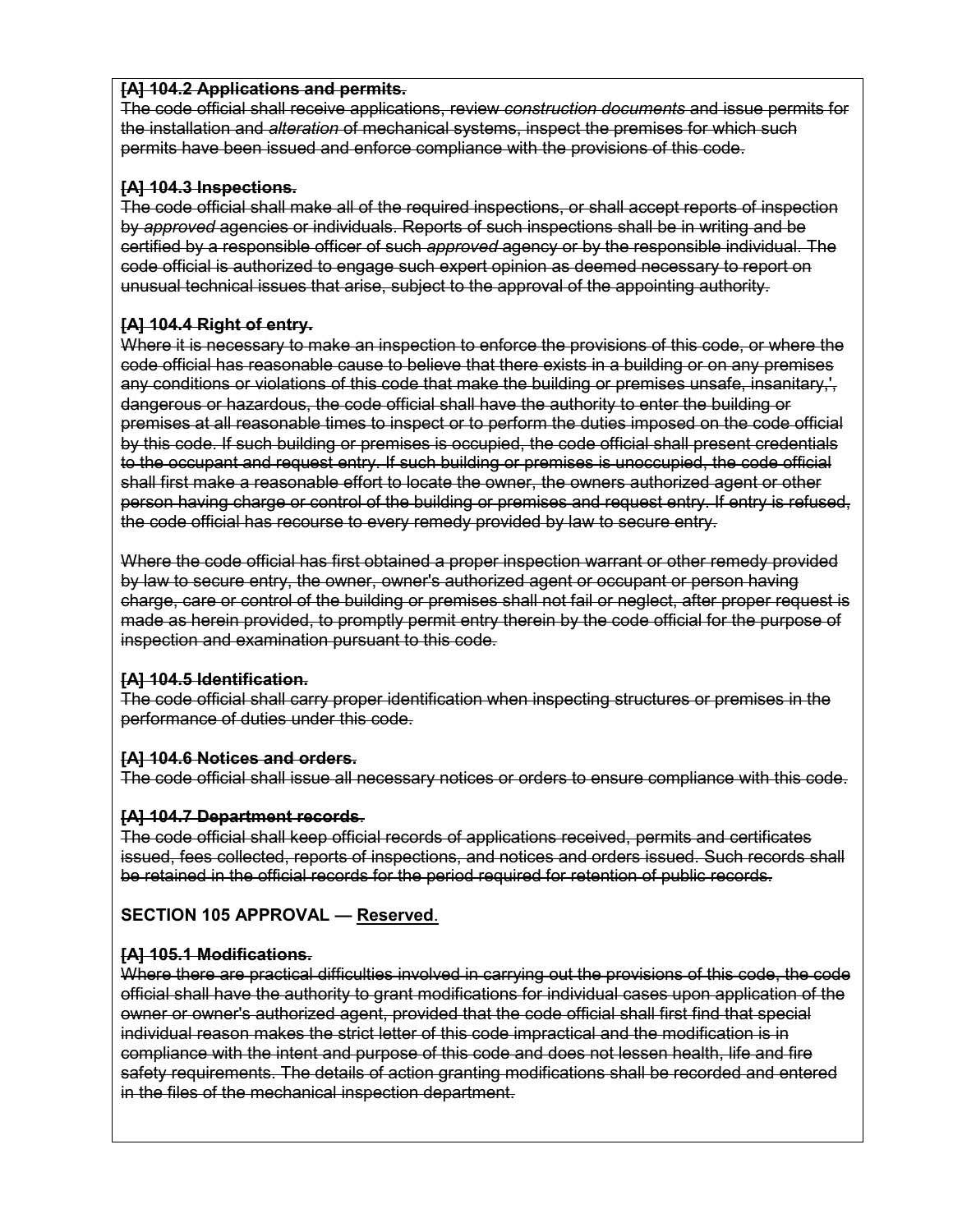~~**[A] 104.2 Applications and permits.**~~
~~The code official shall receive applications, review *construction documents* and issue permits for the installation and *alteration* of mechanical systems, inspect the premises for which such permits have been issued and enforce compliance with the provisions of this code.~~

~~**[A] 104.3 Inspections.**~~
~~The code official shall make all of the required inspections, or shall accept reports of inspection by *approved* agencies or individuals. Reports of such inspections shall be in writing and be certified by a responsible officer of such *approved* agency or by the responsible individual. The code official is authorized to engage such expert opinion as deemed necessary to report on unusual technical issues that arise, subject to the approval of the appointing authority.~~

~~**[A] 104.4 Right of entry.**~~
~~Where it is necessary to make an inspection to enforce the provisions of this code, or where the code official has reasonable cause to believe that there exists in a building or on any premises any conditions or violations of this code that make the building or premises unsafe, insanitary,', dangerous or hazardous, the code official shall have the authority to enter the building or premises at all reasonable times to inspect or to perform the duties imposed on the code official by this code. If such building or premises is occupied, the code official shall present credentials to the occupant and request entry. If such building or premises is unoccupied, the code official shall first make a reasonable effort to locate the owner, the owners authorized agent or other person having charge or control of the building or premises and request entry. If entry is refused, the code official has recourse to every remedy provided by law to secure entry.~~

~~Where the code official has first obtained a proper inspection warrant or other remedy provided by law to secure entry, the owner, owner's authorized agent or occupant or person having charge, care or control of the building or premises shall not fail or neglect, after proper request is made as herein provided, to promptly permit entry therein by the code official for the purpose of inspection and examination pursuant to this code.~~

~~**[A] 104.5 Identification.**~~
~~The code official shall carry proper identification when inspecting structures or premises in the performance of duties under this code.~~

~~**[A] 104.6 Notices and orders.**~~
~~The code official shall issue all necessary notices or orders to ensure compliance with this code.~~

~~**[A] 104.7 Department records.**~~
~~The code official shall keep official records of applications received, permits and certificates issued, fees collected, reports of inspections, and notices and orders issued. Such records shall be retained in the official records for the period required for retention of public records.~~

**SECTION 105 APPROVAL — <u>Reserved</u>.**

~~**[A] 105.1 Modifications.**~~
~~Where there are practical difficulties involved in carrying out the provisions of this code, the code official shall have the authority to grant modifications for individual cases upon application of the owner or owner's authorized agent, provided that the code official shall first find that special individual reason makes the strict letter of this code impractical and the modification is in compliance with the intent and purpose of this code and does not lessen health, life and fire safety requirements. The details of action granting modifications shall be recorded and entered in the files of the mechanical inspection department.~~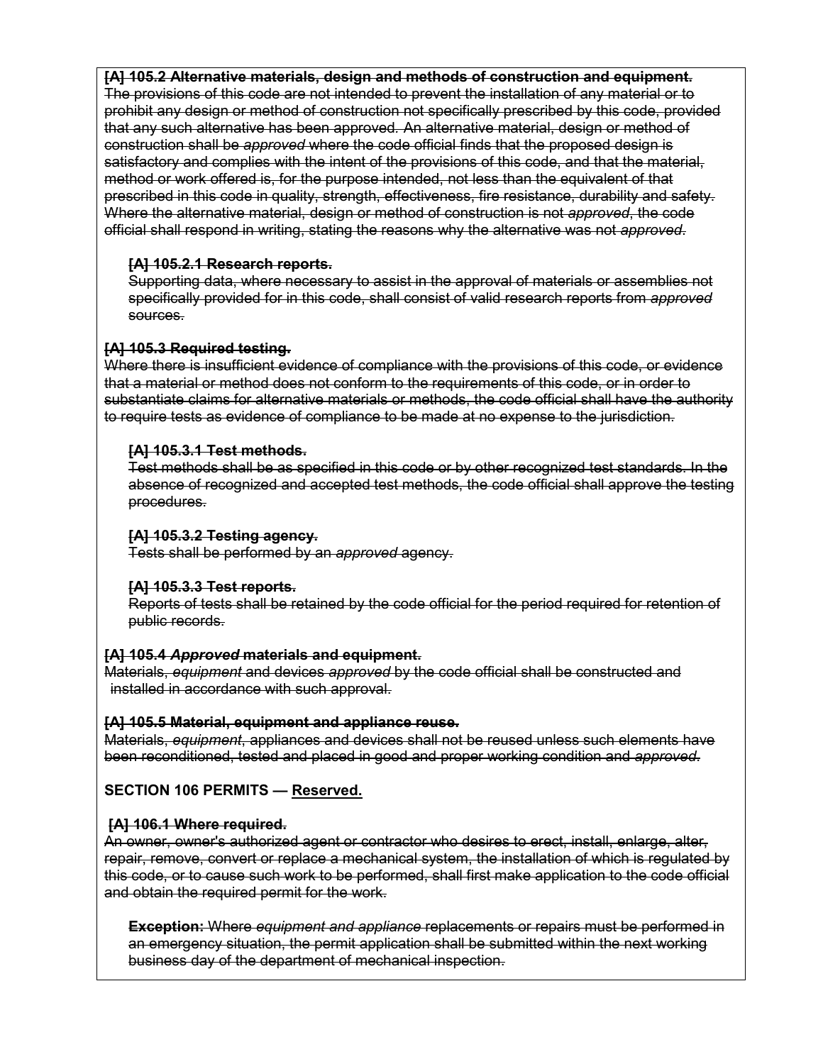~~**[A] 105.2 Alternative materials, design and methods of construction and equipment.**~~
~~The provisions of this code are not intended to prevent the installation of any material or to prohibit any design or method of construction not specifically prescribed by this code, provided that any such alternative has been approved. An alternative material, design or method of construction shall be *approved* where the code official finds that the proposed design is satisfactory and complies with the intent of the provisions of this code, and that the material, method or work offered is, for the purpose intended, not less than the equivalent of that prescribed in this code in quality, strength, effectiveness, fire resistance, durability and safety. Where the alternative material, design or method of construction is not *approved*, the code official shall respond in writing, stating the reasons why the alternative was not *approved*.~~

> ~~**[A] 105.2.1 Research reports.**~~
> ~~Supporting data, where necessary to assist in the approval of materials or assemblies not specifically provided for in this code, shall consist of valid research reports from *approved* sources.~~

~~**[A] 105.3 Required testing.**~~
~~Where there is insufficient evidence of compliance with the provisions of this code, or evidence that a material or method does not conform to the requirements of this code, or in order to substantiate claims for alternative materials or methods, the code official shall have the authority to require tests as evidence of compliance to be made at no expense to the jurisdiction.~~

> ~~**[A] 105.3.1 Test methods.**~~
> ~~Test methods shall be as specified in this code or by other recognized test standards. In the absence of recognized and accepted test methods, the code official shall approve the testing procedures.~~
>
> ~~**[A] 105.3.2 Testing agency.**~~
> ~~Tests shall be performed by an *approved* agency.~~
>
> ~~**[A] 105.3.3 Test reports.**~~
> ~~Reports of tests shall be retained by the code official for the period required for retention of public records.~~

~~**[A] 105.4** ***Approved*** **materials and equipment.**~~
~~Materials, *equipment* and devices *approved* by the code official shall be constructed and installed in accordance with such approval.~~

~~**[A] 105.5 Material, equipment and appliance reuse.**~~
~~Materials, *equipment*, appliances and devices shall not be reused unless such elements have been reconditioned, tested and placed in good and proper working condition and *approved*.~~

**SECTION 106 PERMITS — <u>Reserved.</u>**

~~**[A] 106.1 Where required.**~~
~~An owner, owner's authorized agent or contractor who desires to erect, install, enlarge, alter, repair, remove, convert or replace a mechanical system, the installation of which is regulated by this code, or to cause such work to be performed, shall first make application to the code official and obtain the required permit for the work.~~

> ~~**Exception:** Where *equipment and appliance* replacements or repairs must be performed in an emergency situation, the permit application shall be submitted within the next working business day of the department of mechanical inspection.~~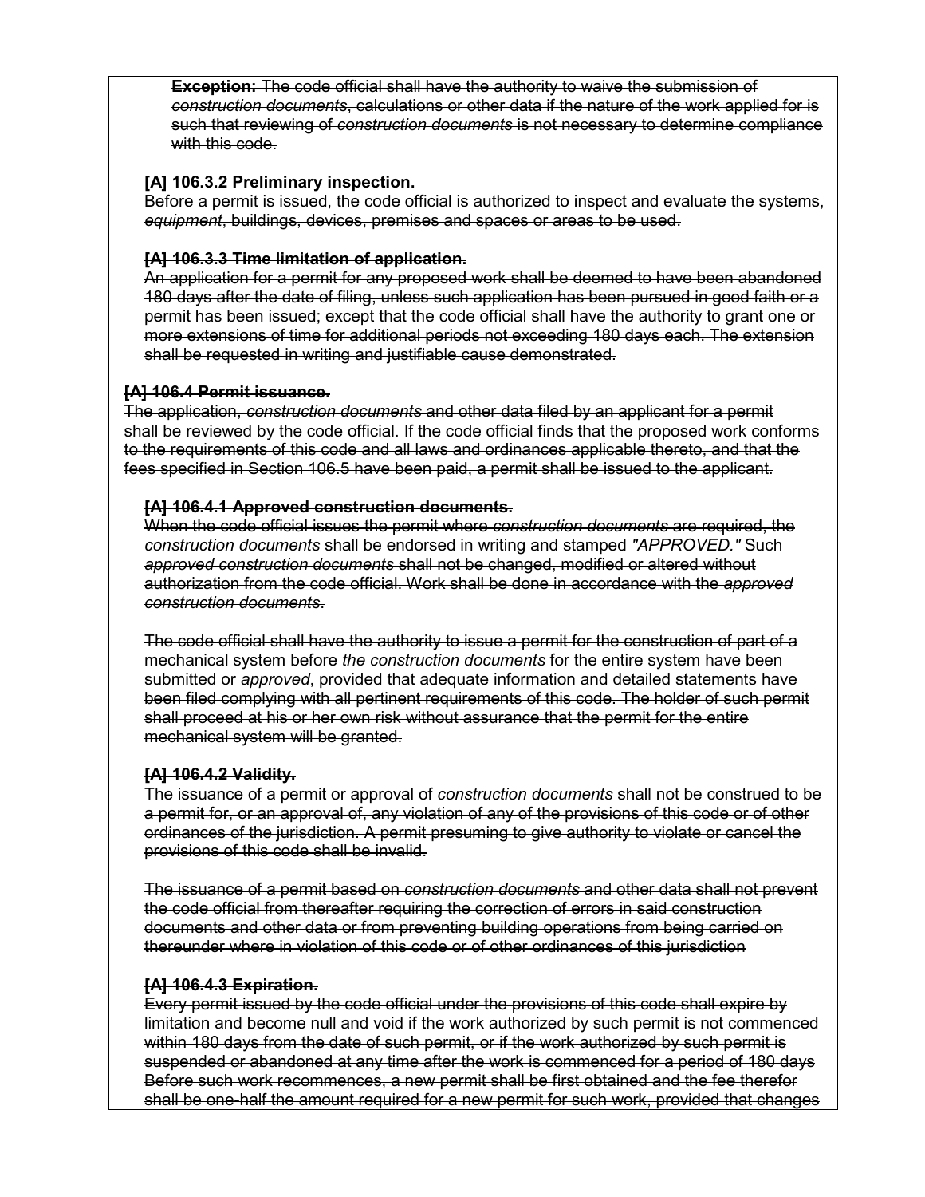~~**Exception:** The code official shall have the authority to waive the submission of *construction documents*, calculations or other data if the nature of the work applied for is such that reviewing of *construction documents* is not necessary to determine compliance with this code.~~

~~**[A] 106.3.2 Preliminary inspection.**~~
~~Before a permit is issued, the code official is authorized to inspect and evaluate the systems, *equipment*, buildings, devices, premises and spaces or areas to be used.~~

~~**[A] 106.3.3 Time limitation of application.**~~
~~An application for a permit for any proposed work shall be deemed to have been abandoned 180 days after the date of filing, unless such application has been pursued in good faith or a permit has been issued; except that the code official shall have the authority to grant one or more extensions of time for additional periods not exceeding 180 days each. The extension shall be requested in writing and justifiable cause demonstrated.~~

~~**[A] 106.4 Permit issuance.**~~
~~The application, *construction documents* and other data filed by an applicant for a permit shall be reviewed by the code official. If the code official finds that the proposed work conforms to the requirements of this code and all laws and ordinances applicable thereto, and that the fees specified in Section 106.5 have been paid, a permit shall be issued to the applicant.~~

~~**[A] 106.4.1 Approved construction documents.**~~
~~When the code official issues the permit where *construction documents* are required, the *construction documents* shall be endorsed in writing and stamped *"APPROVED."* Such *approved construction documents* shall not be changed, modified or altered without authorization from the code official. Work shall be done in accordance with the *approved construction documents*.~~

~~The code official shall have the authority to issue a permit for the construction of part of a mechanical system before *the construction documents* for the entire system have been submitted or *approved*, provided that adequate information and detailed statements have been filed complying with all pertinent requirements of this code. The holder of such permit shall proceed at his or her own risk without assurance that the permit for the entire mechanical system will be granted.~~

~~**[A] 106.4.2 Validity.**~~
~~The issuance of a permit or approval of *construction documents* shall not be construed to be a permit for, or an approval of, any violation of any of the provisions of this code or of other ordinances of the jurisdiction. A permit presuming to give authority to violate or cancel the provisions of this code shall be invalid.~~

~~The issuance of a permit based on *construction documents* and other data shall not prevent the code official from thereafter requiring the correction of errors in said construction documents and other data or from preventing building operations from being carried on thereunder where in violation of this code or of other ordinances of this jurisdiction~~

~~**[A] 106.4.3 Expiration.**~~
~~Every permit issued by the code official under the provisions of this code shall expire by limitation and become null and void if the work authorized by such permit is not commenced within 180 days from the date of such permit, or if the work authorized by such permit is suspended or abandoned at any time after the work is commenced for a period of 180 days Before such work recommences, a new permit shall be first obtained and the fee therefor shall be one-half the amount required for a new permit for such work, provided that changes~~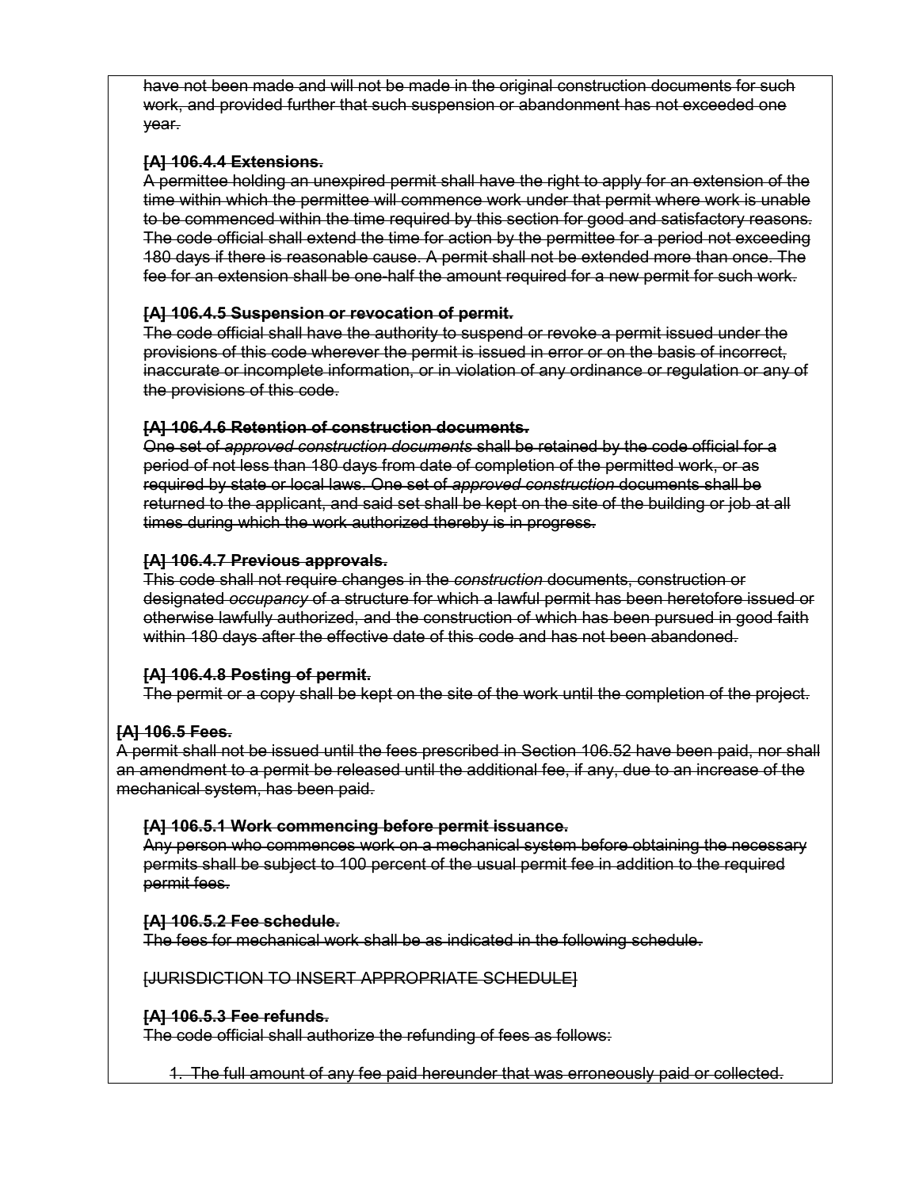~~have not been made and will not be made in the original construction documents for such work, and provided further that such suspension or abandonment has not exceeded one year.~~

**~~[A] 106.4.4 Extensions.~~**
~~A permittee holding an unexpired permit shall have the right to apply for an extension of the time within which the permittee will commence work under that permit where work is unable to be commenced within the time required by this section for good and satisfactory reasons. The code official shall extend the time for action by the permittee for a period not exceeding 180 days if there is reasonable cause. A permit shall not be extended more than once. The fee for an extension shall be one-half the amount required for a new permit for such work.~~

**~~[A] 106.4.5 Suspension or revocation of permit.~~**
~~The code official shall have the authority to suspend or revoke a permit issued under the provisions of this code wherever the permit is issued in error or on the basis of incorrect, inaccurate or incomplete information, or in violation of any ordinance or regulation or any of the provisions of this code.~~

**~~[A] 106.4.6 Retention of construction documents.~~**
~~One set of *approved construction documents* shall be retained by the code official for a period of not less than 180 days from date of completion of the permitted work, or as required by state or local laws. One set of *approved construction* documents shall be returned to the applicant, and said set shall be kept on the site of the building or job at all times during which the work authorized thereby is in progress.~~

**~~[A] 106.4.7 Previous approvals.~~**
~~This code shall not require changes in the *construction* documents, construction or designated *occupancy* of a structure for which a lawful permit has been heretofore issued or otherwise lawfully authorized, and the construction of which has been pursued in good faith within 180 days after the effective date of this code and has not been abandoned.~~

**~~[A] 106.4.8 Posting of permit.~~**
~~The permit or a copy shall be kept on the site of the work until the completion of the project.~~

**~~[A] 106.5 Fees.~~**
~~A permit shall not be issued until the fees prescribed in Section 106.52 have been paid, nor shall an amendment to a permit be released until the additional fee, if any, due to an increase of the mechanical system, has been paid.~~

**~~[A] 106.5.1 Work commencing before permit issuance.~~**
~~Any person who commences work on a mechanical system before obtaining the necessary permits shall be subject to 100 percent of the usual permit fee in addition to the required permit fees.~~

**~~[A] 106.5.2 Fee schedule.~~**
~~The fees for mechanical work shall be as indicated in the following schedule.~~

~~[JURISDICTION TO INSERT APPROPRIATE SCHEDULE]~~

**~~[A] 106.5.3 Fee refunds.~~**
~~The code official shall authorize the refunding of fees as follows:~~

1. ~~The full amount of any fee paid hereunder that was erroneously paid or collected.~~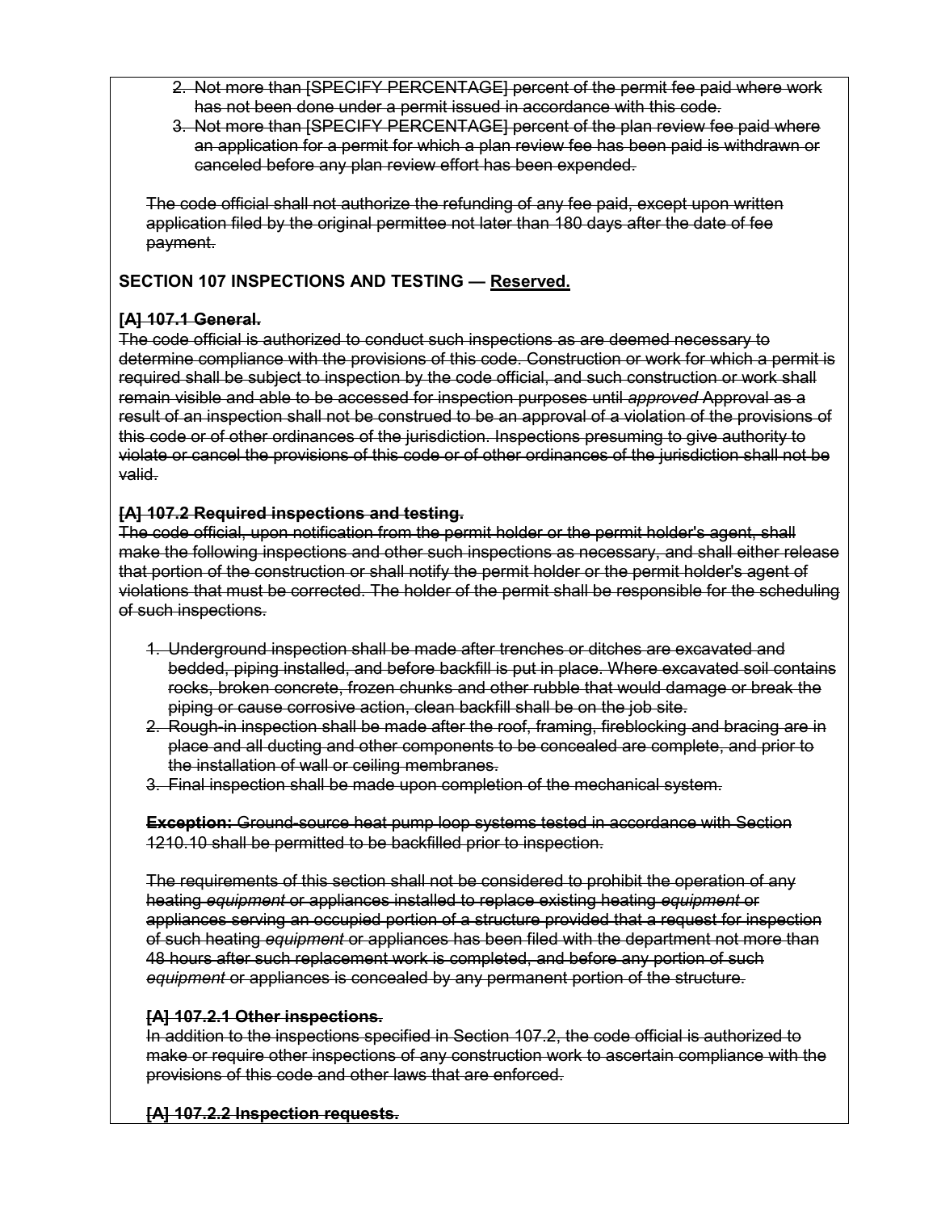2. ~~Not more than [SPECIFY PERCENTAGE] percent of the permit fee paid where work has not been done under a permit issued in accordance with this code.~~
3. ~~Not more than [SPECIFY PERCENTAGE] percent of the plan review fee paid where an application for a permit for which a plan review fee has been paid is withdrawn or canceled before any plan review effort has been expended.~~

~~The code official shall not authorize the refunding of any fee paid, except upon written application filed by the original permittee not later than 180 days after the date of fee payment.~~

**SECTION 107 INSPECTIONS AND TESTING — <u>Reserved.</u>**

**~~[A] 107.1 General.~~**
~~The code official is authorized to conduct such inspections as are deemed necessary to determine compliance with the provisions of this code. Construction or work for which a permit is required shall be subject to inspection by the code official, and such construction or work shall remain visible and able to be accessed for inspection purposes until *approved* Approval as a result of an inspection shall not be construed to be an approval of a violation of the provisions of this code or of other ordinances of the jurisdiction. Inspections presuming to give authority to violate or cancel the provisions of this code or of other ordinances of the jurisdiction shall not be valid.~~

**~~[A] 107.2 Required inspections and testing.~~**
~~The code official, upon notification from the permit holder or the permit holder's agent, shall make the following inspections and other such inspections as necessary, and shall either release that portion of the construction or shall notify the permit holder or the permit holder's agent of violations that must be corrected. The holder of the permit shall be responsible for the scheduling of such inspections.~~

1. ~~Underground inspection shall be made after trenches or ditches are excavated and bedded, piping installed, and before backfill is put in place. Where excavated soil contains rocks, broken concrete, frozen chunks and other rubble that would damage or break the piping or cause corrosive action, clean backfill shall be on the job site.~~
2. ~~Rough-in inspection shall be made after the roof, framing, fireblocking and bracing are in place and all ducting and other components to be concealed are complete, and prior to the installation of wall or ceiling membranes.~~
3. ~~Final inspection shall be made upon completion of the mechanical system.~~

~~**Exception:** Ground-source heat pump loop systems tested in accordance with Section 1210.10 shall be permitted to be backfilled prior to inspection.~~

~~The requirements of this section shall not be considered to prohibit the operation of any heating *equipment* or appliances installed to replace existing heating *equipment* or appliances serving an occupied portion of a structure provided that a request for inspection of such heating *equipment* or appliances has been filed with the department not more than 48 hours after such replacement work is completed, and before any portion of such *equipment* or appliances is concealed by any permanent portion of the structure.~~

**~~[A] 107.2.1 Other inspections.~~**
~~In addition to the inspections specified in Section 107.2, the code official is authorized to make or require other inspections of any construction work to ascertain compliance with the provisions of this code and other laws that are enforced.~~

**~~[A] 107.2.2 Inspection requests.~~**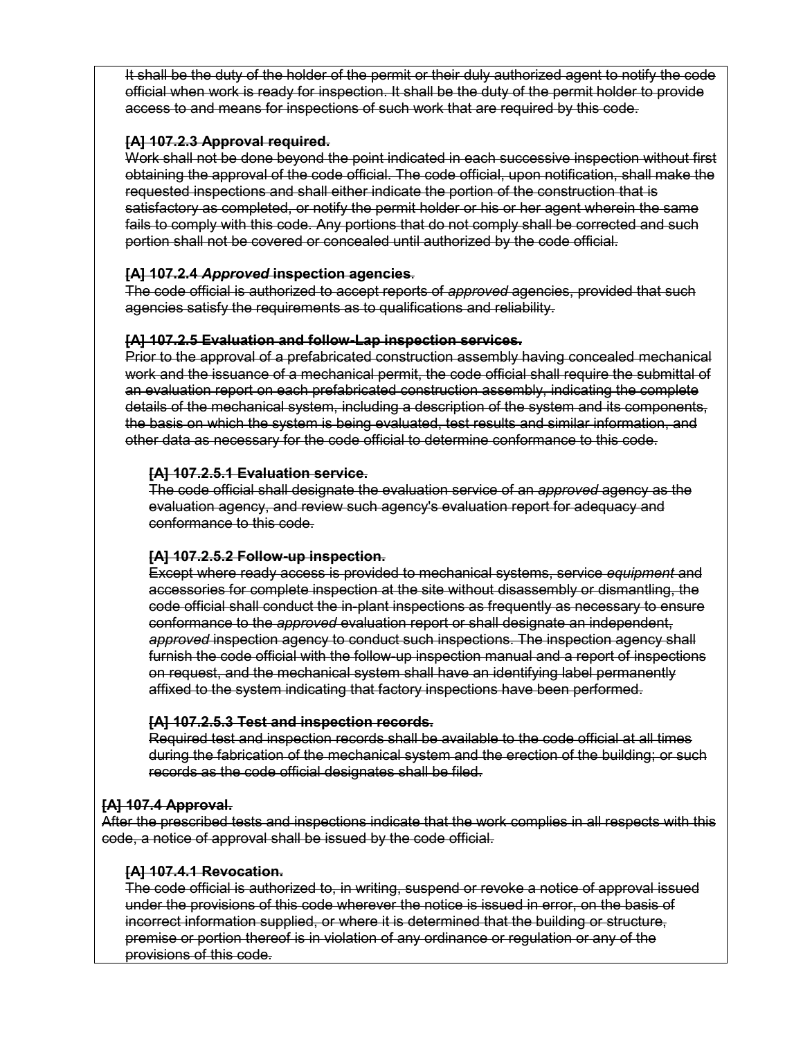~~It shall be the duty of the holder of the permit or their duly authorized agent to notify the code official when work is ready for inspection. It shall be the duty of the permit holder to provide access to and means for inspections of such work that are required by this code.~~

~~**[A] 107.2.3 Approval required.**~~
~~Work shall not be done beyond the point indicated in each successive inspection without first obtaining the approval of the code official. The code official, upon notification, shall make the requested inspections and shall either indicate the portion of the construction that is satisfactory as completed, or notify the permit holder or his or her agent wherein the same fails to comply with this code. Any portions that do not comply shall be corrected and such portion shall not be covered or concealed until authorized by the code official.~~

~~**[A] 107.2.4 *Approved* inspection agencies**.~~
~~The code official is authorized to accept reports of *approved* agencies, provided that such agencies satisfy the requirements as to qualifications and reliability.~~

~~**[A] 107.2.5 Evaluation and follow-Lap inspection services.**~~
~~Prior to the approval of a prefabricated construction assembly having concealed mechanical work and the issuance of a mechanical permit, the code official shall require the submittal of an evaluation report on each prefabricated construction assembly, indicating the complete details of the mechanical system, including a description of the system and its components, the basis on which the system is being evaluated, test results and similar information, and other data as necessary for the code official to determine conformance to this code.~~

~~**[A] 107.2.5.1 Evaluation service.**~~
~~The code official shall designate the evaluation service of an *approved* agency as the evaluation agency, and review such agency's evaluation report for adequacy and conformance to this code.~~

~~**[A] 107.2.5.2 Follow-up inspection.**~~
~~Except where ready access is provided to mechanical systems, service *equipment* and accessories for complete inspection at the site without disassembly or dismantling, the code official shall conduct the in-plant inspections as frequently as necessary to ensure conformance to the *approved* evaluation report or shall designate an independent, *approved* inspection agency to conduct such inspections. The inspection agency shall furnish the code official with the follow-up inspection manual and a report of inspections on request, and the mechanical system shall have an identifying label permanently affixed to the system indicating that factory inspections have been performed.~~

~~**[A] 107.2.5.3 Test and inspection records.**~~
~~Required test and inspection records shall be available to the code official at all times during the fabrication of the mechanical system and the erection of the building; or such records as the code official designates shall be filed.~~

~~**[A] 107.4 Approval.**~~
~~After the prescribed tests and inspections indicate that the work complies in all respects with this code, a notice of approval shall be issued by the code official.~~

~~**[A] 107.4.1 Revocation.**~~
~~The code official is authorized to, in writing, suspend or revoke a notice of approval issued under the provisions of this code wherever the notice is issued in error, on the basis of incorrect information supplied, or where it is determined that the building or structure, premise or portion thereof is in violation of any ordinance or regulation or any of the provisions of this code.~~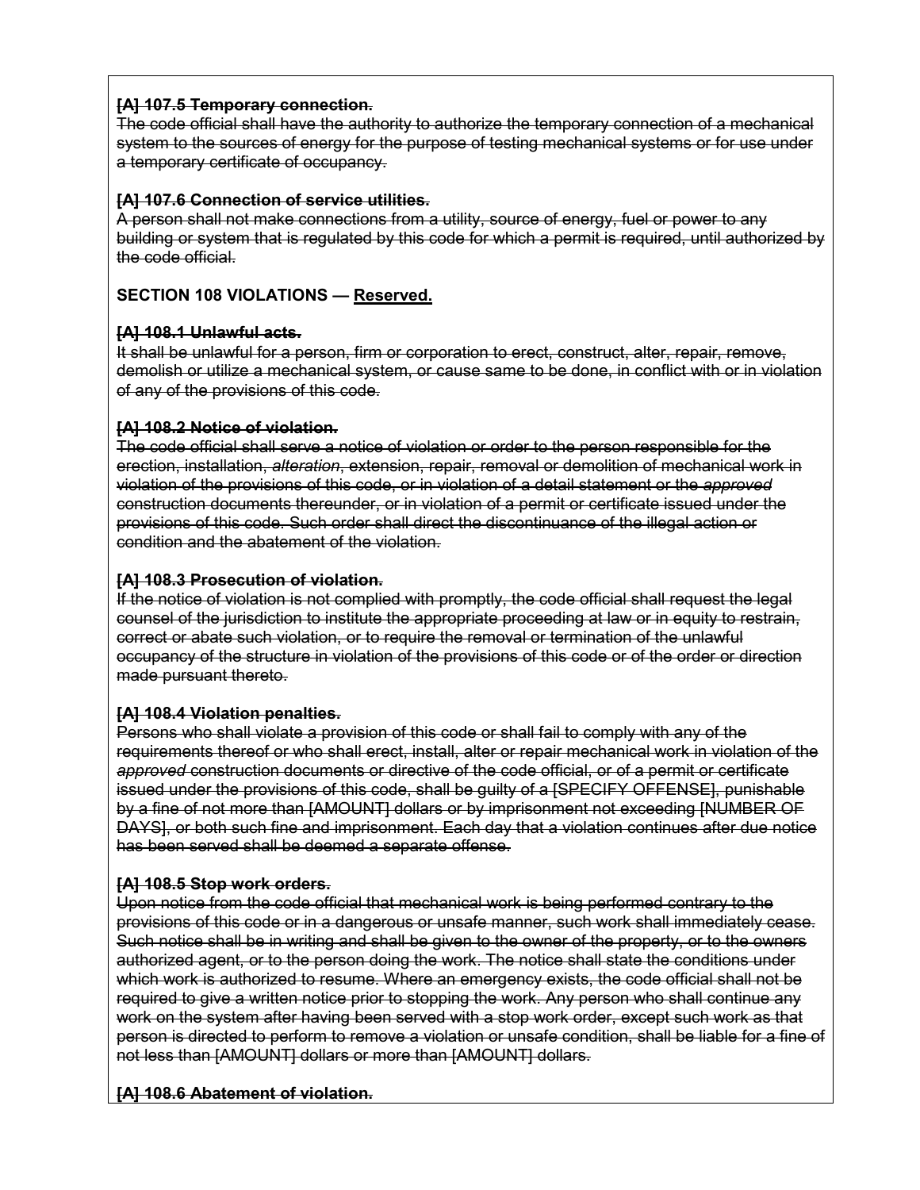~~**[A] 107.5 Temporary connection.**~~
~~The code official shall have the authority to authorize the temporary connection of a mechanical system to the sources of energy for the purpose of testing mechanical systems or for use under a temporary certificate of occupancy.~~

~~**[A] 107.6 Connection of service utilities.**~~
~~A person shall not make connections from a utility, source of energy, fuel or power to any building or system that is regulated by this code for which a permit is required, until authorized by the code official.~~

**SECTION 108 VIOLATIONS — <u>Reserved.</u>**

~~**[A] 108.1 Unlawful acts.**~~
~~It shall be unlawful for a person, firm or corporation to erect, construct, alter, repair, remove, demolish or utilize a mechanical system, or cause same to be done, in conflict with or in violation of any of the provisions of this code.~~

~~**[A] 108.2 Notice of violation.**~~
~~The code official shall serve a notice of violation or order to the person responsible for the erection, installation, *alteration*, extension, repair, removal or demolition of mechanical work in violation of the provisions of this code, or in violation of a detail statement or the *approved* construction documents thereunder, or in violation of a permit or certificate issued under the provisions of this code. Such order shall direct the discontinuance of the illegal action or condition and the abatement of the violation.~~

~~**[A] 108.3 Prosecution of violation.**~~
~~If the notice of violation is not complied with promptly, the code official shall request the legal counsel of the jurisdiction to institute the appropriate proceeding at law or in equity to restrain, correct or abate such violation, or to require the removal or termination of the unlawful occupancy of the structure in violation of the provisions of this code or of the order or direction made pursuant thereto.~~

~~**[A] 108.4 Violation penalties.**~~
~~Persons who shall violate a provision of this code or shall fail to comply with any of the requirements thereof or who shall erect, install, alter or repair mechanical work in violation of the *approved* construction documents or directive of the code official, or of a permit or certificate issued under the provisions of this code, shall be guilty of a [SPECIFY OFFENSE], punishable by a fine of not more than [AMOUNT] dollars or by imprisonment not exceeding [NUMBER OF DAYS], or both such fine and imprisonment. Each day that a violation continues after due notice has been served shall be deemed a separate offense.~~

~~**[A] 108.5 Stop work orders.**~~
~~Upon notice from the code official that mechanical work is being performed contrary to the provisions of this code or in a dangerous or unsafe manner, such work shall immediately cease. Such notice shall be in writing and shall be given to the owner of the property, or to the owners authorized agent, or to the person doing the work. The notice shall state the conditions under which work is authorized to resume. Where an emergency exists, the code official shall not be required to give a written notice prior to stopping the work. Any person who shall continue any work on the system after having been served with a stop work order, except such work as that person is directed to perform to remove a violation or unsafe condition, shall be liable for a fine of not less than [AMOUNT] dollars or more than [AMOUNT] dollars.~~

~~**[A] 108.6 Abatement of violation.**~~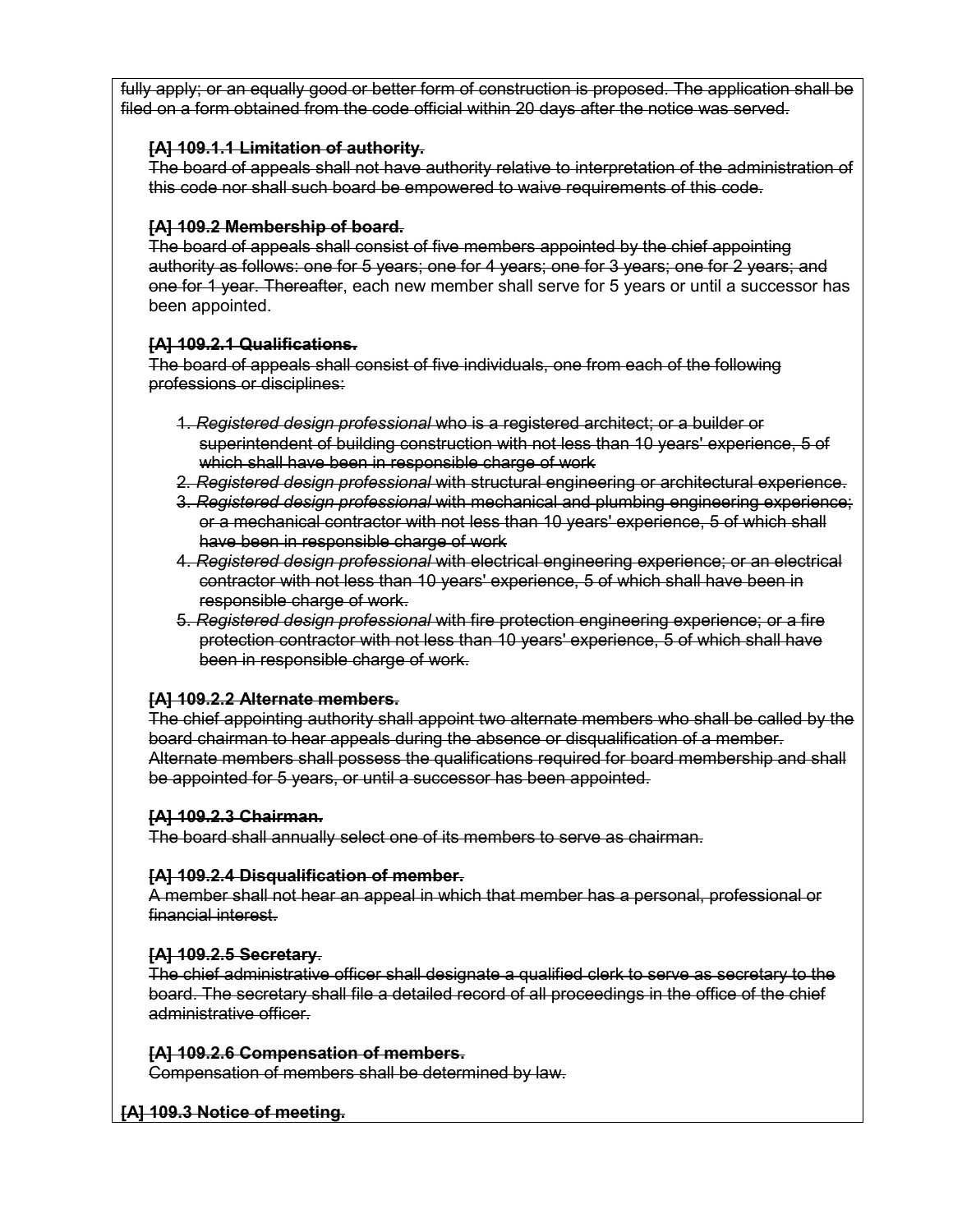~~fully apply; or an equally good or better form of construction is proposed. The application shall be filed on a form obtained from the code official within 20 days after the notice was served.~~

**~~[A] 109.1.1 Limitation of authority.~~**
~~The board of appeals shall not have authority relative to interpretation of the administration of this code nor shall such board be empowered to waive requirements of this code.~~

**~~[A] 109.2 Membership of board.~~**
~~The board of appeals shall consist of five members appointed by the chief appointing authority as follows: one for 5 years; one for 4 years; one for 3 years; one for 2 years; and one for 1 year. Thereafter~~, each new member shall serve for 5 years or until a successor has been appointed.

**~~[A] 109.2.1 Qualifications.~~**
~~The board of appeals shall consist of five individuals, one from each of the following professions or disciplines:~~

1. ~~*Registered design professional* who is a registered architect; or a builder or superintendent of building construction with not less than 10 years' experience, 5 of which shall have been in responsible charge of work~~
2. ~~*Registered design professional* with structural engineering or architectural experience.~~
3. ~~*Registered design professional* with mechanical and plumbing engineering experience; or a mechanical contractor with not less than 10 years' experience, 5 of which shall have been in responsible charge of work~~
4. ~~*Registered design professional* with electrical engineering experience; or an electrical contractor with not less than 10 years' experience, 5 of which shall have been in responsible charge of work.~~
5. ~~*Registered design professional* with fire protection engineering experience; or a fire protection contractor with not less than 10 years' experience, 5 of which shall have been in responsible charge of work.~~

**~~[A] 109.2.2 Alternate members.~~**
~~The chief appointing authority shall appoint two alternate members who shall be called by the board chairman to hear appeals during the absence or disqualification of a member. Alternate members shall possess the qualifications required for board membership and shall be appointed for 5 years, or until a successor has been appointed.~~

**~~[A] 109.2.3 Chairman.~~**
~~The board shall annually select one of its members to serve as chairman.~~

**~~[A] 109.2.4 Disqualification of member.~~**
~~A member shall not hear an appeal in which that member has a personal, professional or financial interest.~~

**~~[A] 109.2.5 Secretary~~**~~.~~
~~The chief administrative officer shall designate a qualified clerk to serve as secretary to the board. The secretary shall file a detailed record of all proceedings in the office of the chief administrative officer.~~

**~~[A] 109.2.6 Compensation of members.~~**
~~Compensation of members shall be determined by law.~~

**~~[A] 109.3 Notice of meeting.~~**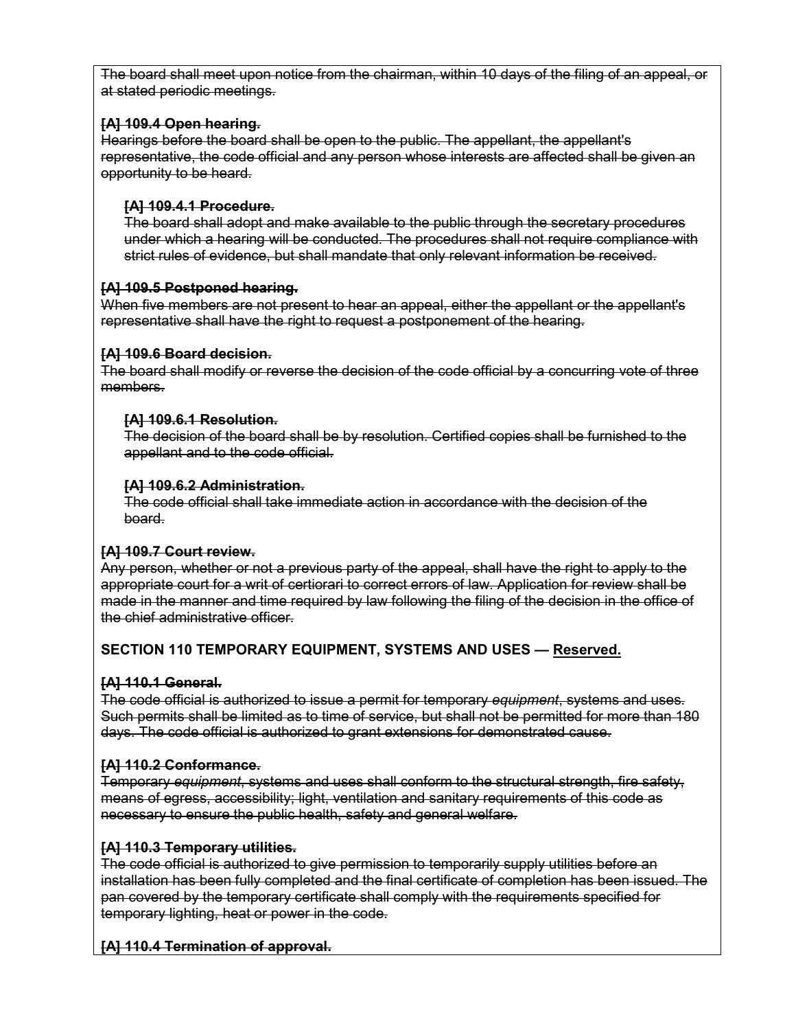~~The board shall meet upon notice from the chairman, within 10 days of the filing of an appeal, or at stated periodic meetings.~~

**~~[A] 109.4 Open hearing.~~**
~~Hearings before the board shall be open to the public. The appellant, the appellant's representative, the code official and any person whose interests are affected shall be given an opportunity to be heard.~~

**~~[A] 109.4.1 Procedure.~~**
~~The board shall adopt and make available to the public through the secretary procedures under which a hearing will be conducted. The procedures shall not require compliance with strict rules of evidence, but shall mandate that only relevant information be received.~~

**~~[A] 109.5 Postponed hearing.~~**
~~When five members are not present to hear an appeal, either the appellant or the appellant's representative shall have the right to request a postponement of the hearing.~~

**~~[A] 109.6 Board decision.~~**
~~The board shall modify or reverse the decision of the code official by a concurring vote of three members.~~

**~~[A] 109.6.1 Resolution.~~**
~~The decision of the board shall be by resolution. Certified copies shall be furnished to the appellant and to the code official.~~

**~~[A] 109.6.2 Administration.~~**
~~The code official shall take immediate action in accordance with the decision of the board.~~

**~~[A] 109.7 Court review.~~**
~~Any person, whether or not a previous party of the appeal, shall have the right to apply to the appropriate court for a writ of certiorari to correct errors of law. Application for review shall be made in the manner and time required by law following the filing of the decision in the office of the chief administrative officer.~~

**SECTION 110 TEMPORARY EQUIPMENT, SYSTEMS AND USES — <u>Reserved.</u>**

**~~[A] 110.1 General.~~**
~~The code official is authorized to issue a permit for temporary *equipment*, systems and uses. Such permits shall be limited as to time of service, but shall not be permitted for more than 180 days. The code official is authorized to grant extensions for demonstrated cause.~~

**~~[A] 110.2 Conformance.~~**
~~Temporary *equipment*, systems and uses shall conform to the structural strength, fire safety, means of egress, accessibility; light, ventilation and sanitary requirements of this code as necessary to ensure the public health, safety and general welfare.~~

**~~[A] 110.3 Temporary utilities.~~**
~~The code official is authorized to give permission to temporarily supply utilities before an installation has been fully completed and the final certificate of completion has been issued. The pan covered by the temporary certificate shall comply with the requirements specified for temporary lighting, heat or power in the code.~~

**~~[A] 110.4 Termination of approval.~~**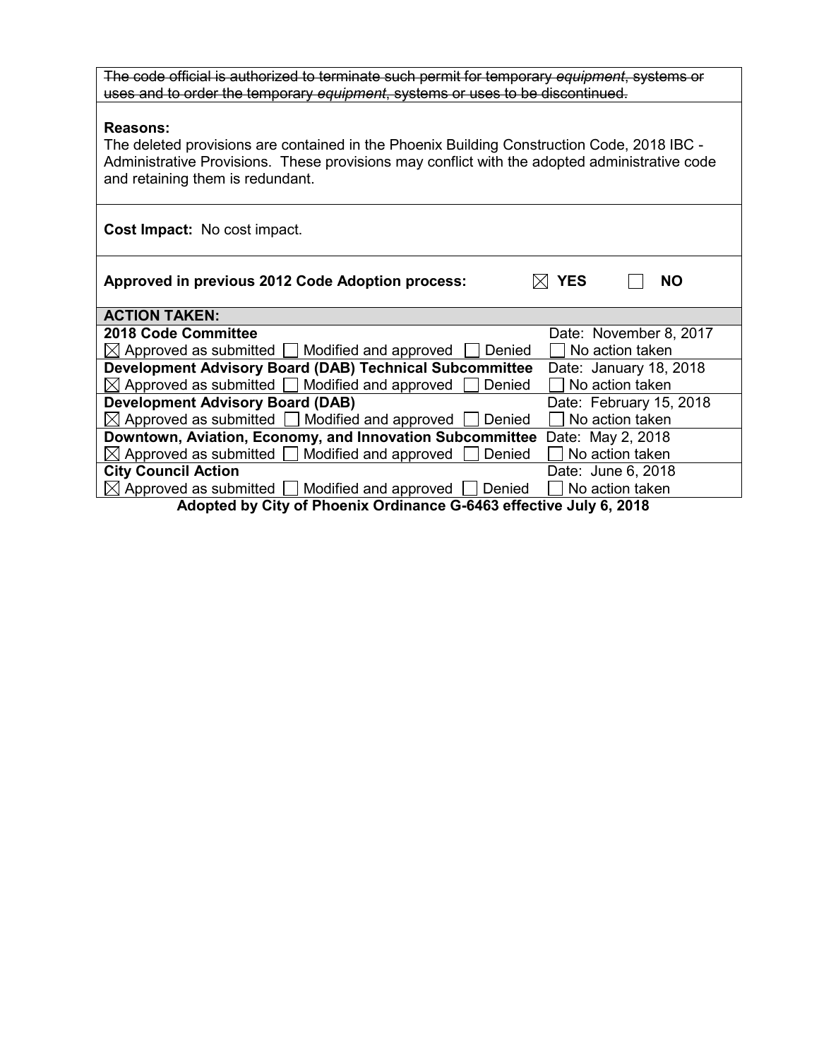~~The code official is authorized to terminate such permit for temporary *equipment*, systems or uses and to order the temporary *equipment*, systems or uses to be discontinued.~~

**Reasons:**
The deleted provisions are contained in the Phoenix Building Construction Code, 2018 IBC - Administrative Provisions. These provisions may conflict with the adopted administrative code and retaining them is redundant.

**Cost Impact:** No cost impact.

**Approved in previous 2012 Code Adoption process:** ☒ **YES** ☐ **NO**

| **ACTION TAKEN:** | |
|---|---|
| **2018 Code Committee** | Date: November 8, 2017 |
| ☒ Approved as submitted ☐ Modified and approved ☐ Denied | ☐ No action taken |
| **Development Advisory Board (DAB) Technical Subcommittee** | Date: January 18, 2018 |
| ☒ Approved as submitted ☐ Modified and approved ☐ Denied | ☐ No action taken |
| **Development Advisory Board (DAB)** | Date: February 15, 2018 |
| ☒ Approved as submitted ☐ Modified and approved ☐ Denied | ☐ No action taken |
| **Downtown, Aviation, Economy, and Innovation Subcommittee** | Date: May 2, 2018 |
| ☒ Approved as submitted ☐ Modified and approved ☐ Denied | ☐ No action taken |
| **City Council Action** | Date: June 6, 2018 |
| ☒ Approved as submitted ☐ Modified and approved ☐ Denied | ☐ No action taken |

**Adopted by City of Phoenix Ordinance G-6463 effective July 6, 2018**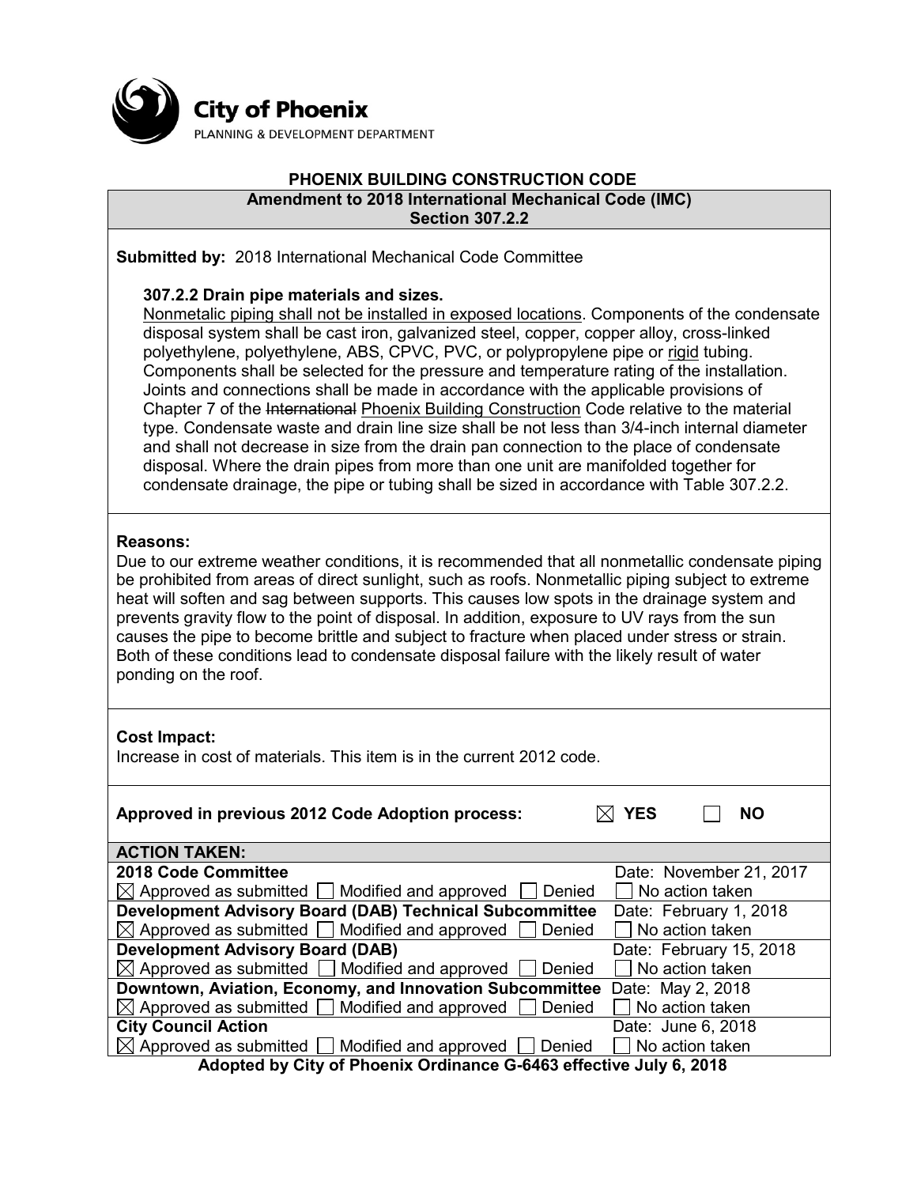City of Phoenix
PLANNING & DEVELOPMENT DEPARTMENT

# PHOENIX BUILDING CONSTRUCTION CODE

## Amendment to 2018 International Mechanical Code (IMC) Section 307.2.2

**Submitted by:** 2018 International Mechanical Code Committee

**307.2.2 Drain pipe materials and sizes.**
<u>Nonmetalic piping shall not be installed in exposed locations</u>. Components of the condensate disposal system shall be cast iron, galvanized steel, copper, copper alloy, cross-linked polyethylene, polyethylene, ABS, CPVC, PVC, or polypropylene pipe or <u>rigid</u> tubing. Components shall be selected for the pressure and temperature rating of the installation. Joints and connections shall be made in accordance with the applicable provisions of Chapter 7 of the ~~International~~ <u>Phoenix Building Construction</u> Code relative to the material type. Condensate waste and drain line size shall be not less than 3/4-inch internal diameter and shall not decrease in size from the drain pan connection to the place of condensate disposal. Where the drain pipes from more than one unit are manifolded together for condensate drainage, the pipe or tubing shall be sized in accordance with Table 307.2.2.

**Reasons:**
Due to our extreme weather conditions, it is recommended that all nonmetallic condensate piping be prohibited from areas of direct sunlight, such as roofs. Nonmetallic piping subject to extreme heat will soften and sag between supports. This causes low spots in the drainage system and prevents gravity flow to the point of disposal. In addition, exposure to UV rays from the sun causes the pipe to become brittle and subject to fracture when placed under stress or strain. Both of these conditions lead to condensate disposal failure with the likely result of water ponding on the roof.

**Cost Impact:**
Increase in cost of materials. This item is in the current 2012 code.

**Approved in previous 2012 Code Adoption process:** ☒ YES ☐ NO

| **ACTION TAKEN:** | |
|---|---|
| **2018 Code Committee** | Date: November 21, 2017 |
| ☒ Approved as submitted ☐ Modified and approved ☐ Denied | ☐ No action taken |
| **Development Advisory Board (DAB) Technical Subcommittee** | Date: February 1, 2018 |
| ☒ Approved as submitted ☐ Modified and approved ☐ Denied | ☐ No action taken |
| **Development Advisory Board (DAB)** | Date: February 15, 2018 |
| ☒ Approved as submitted ☐ Modified and approved ☐ Denied | ☐ No action taken |
| **Downtown, Aviation, Economy, and Innovation Subcommittee** | Date: May 2, 2018 |
| ☒ Approved as submitted ☐ Modified and approved ☐ Denied | ☐ No action taken |
| **City Council Action** | Date: June 6, 2018 |
| ☒ Approved as submitted ☐ Modified and approved ☐ Denied | ☐ No action taken |

**Adopted by City of Phoenix Ordinance G-6463 effective July 6, 2018**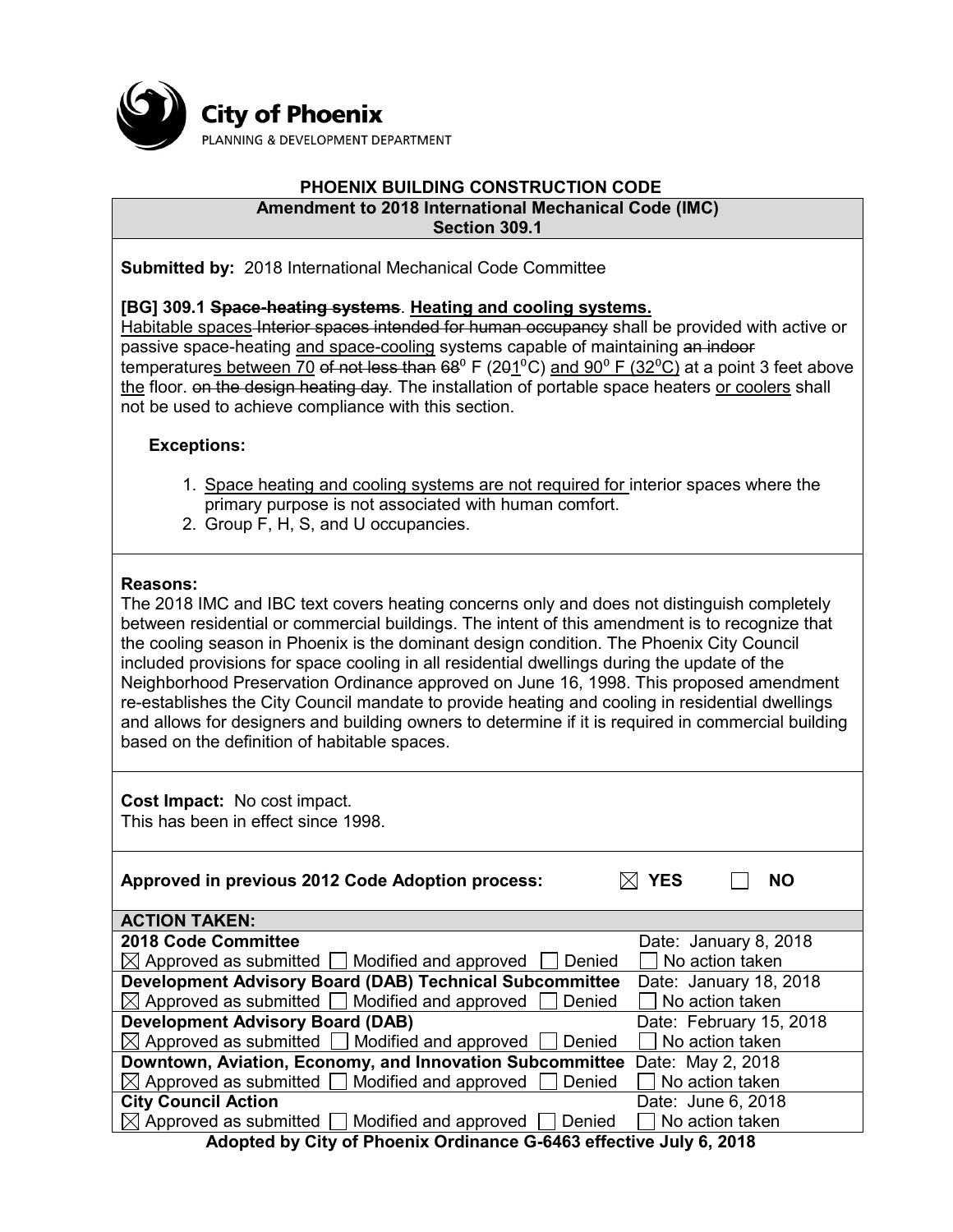**City of Phoenix**
PLANNING & DEVELOPMENT DEPARTMENT

## PHOENIX BUILDING CONSTRUCTION CODE

### Amendment to 2018 International Mechanical Code (IMC) Section 309.1

**Submitted by:** 2018 International Mechanical Code Committee

**[BG] 309.1 ~~Space-heating systems~~. <u>Heating and cooling systems.</u>**
<u>Habitable spaces</u> ~~Interior spaces intended for human occupancy~~ shall be provided with active or passive space-heating <u>and space-cooling</u> systems capable of maintaining ~~an indoor~~ temperature<u>s between 70</u> ~~of not less than 68~~° F (2~~0~~<u>1</u>°C) <u>and 90° F (32°C)</u> at a point 3 feet above <u>the</u> floor. ~~on the design heating day~~. The installation of portable space heaters <u>or coolers</u> shall not be used to achieve compliance with this section.

**Exceptions:**

1. <u>Space heating and cooling systems are not required for</u> interior spaces where the primary purpose is not associated with human comfort.
2. Group F, H, S, and U occupancies.

**Reasons:**
The 2018 IMC and IBC text covers heating concerns only and does not distinguish completely between residential or commercial buildings. The intent of this amendment is to recognize that the cooling season in Phoenix is the dominant design condition. The Phoenix City Council included provisions for space cooling in all residential dwellings during the update of the Neighborhood Preservation Ordinance approved on June 16, 1998. This proposed amendment re-establishes the City Council mandate to provide heating and cooling in residential dwellings and allows for designers and building owners to determine if it is required in commercial building based on the definition of habitable spaces.

**Cost Impact:** No cost impact.
This has been in effect since 1998.

**Approved in previous 2012 Code Adoption process:** ☒ YES ☐ NO

| ACTION TAKEN: | |
|---|---|
| **2018 Code Committee** | Date: January 8, 2018 |
| ☒ Approved as submitted ☐ Modified and approved ☐ Denied | ☐ No action taken |
| **Development Advisory Board (DAB) Technical Subcommittee** | Date: January 18, 2018 |
| ☒ Approved as submitted ☐ Modified and approved ☐ Denied | ☐ No action taken |
| **Development Advisory Board (DAB)** | Date: February 15, 2018 |
| ☒ Approved as submitted ☐ Modified and approved ☐ Denied | ☐ No action taken |
| **Downtown, Aviation, Economy, and Innovation Subcommittee** | Date: May 2, 2018 |
| ☒ Approved as submitted ☐ Modified and approved ☐ Denied | ☐ No action taken |
| **City Council Action** | Date: June 6, 2018 |
| ☒ Approved as submitted ☐ Modified and approved ☐ Denied | ☐ No action taken |

**Adopted by City of Phoenix Ordinance G-6463 effective July 6, 2018**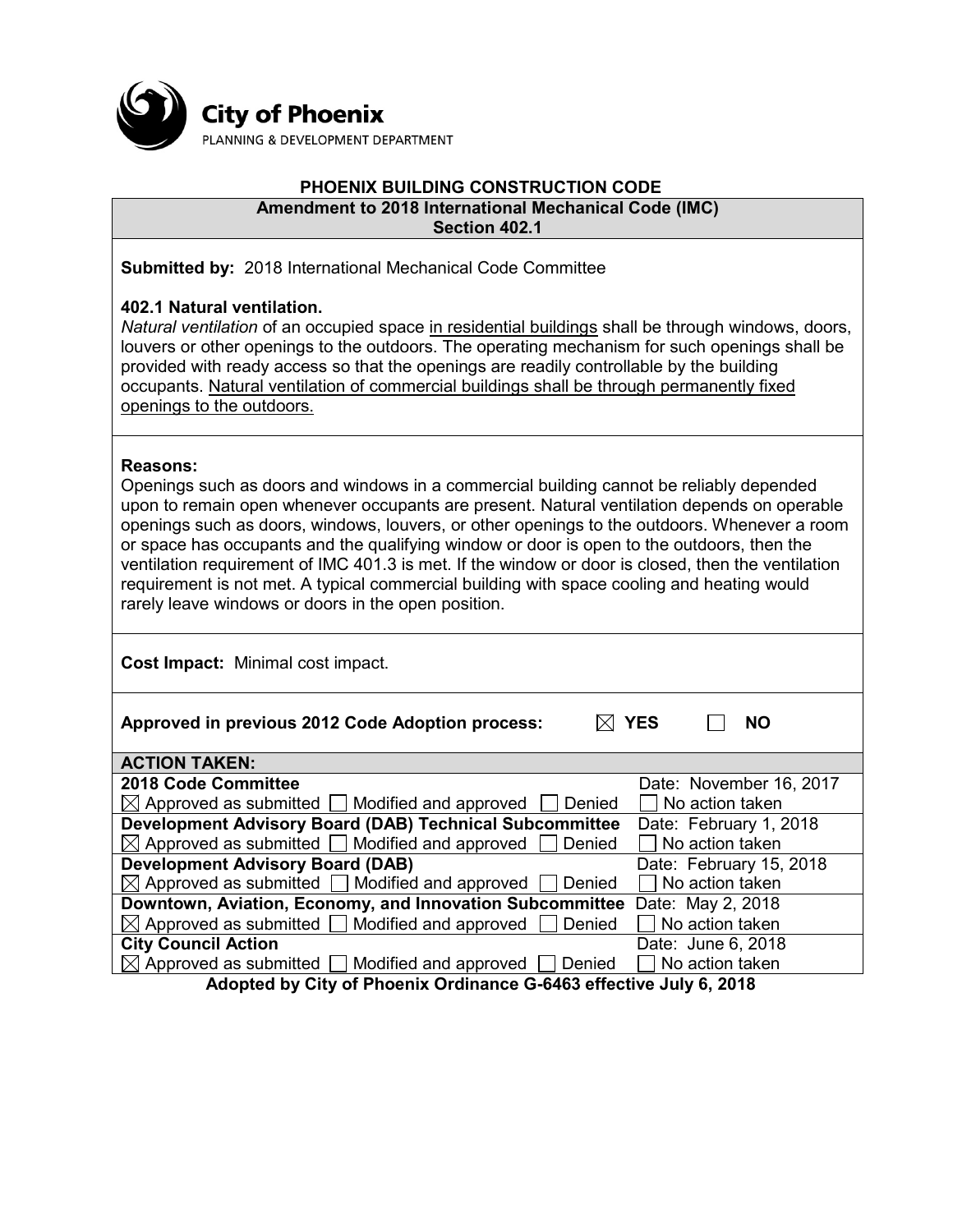City of Phoenix
PLANNING & DEVELOPMENT DEPARTMENT

## PHOENIX BUILDING CONSTRUCTION CODE

### Amendment to 2018 International Mechanical Code (IMC)
### Section 402.1

**Submitted by:** 2018 International Mechanical Code Committee

**402.1 Natural ventilation.**
*Natural ventilation* of an occupied space <u>in residential buildings</u> shall be through windows, doors, louvers or other openings to the outdoors. The operating mechanism for such openings shall be provided with ready access so that the openings are readily controllable by the building occupants. <u>Natural ventilation of commercial buildings shall be through permanently fixed openings to the outdoors.</u>

**Reasons:**
Openings such as doors and windows in a commercial building cannot be reliably depended upon to remain open whenever occupants are present. Natural ventilation depends on operable openings such as doors, windows, louvers, or other openings to the outdoors. Whenever a room or space has occupants and the qualifying window or door is open to the outdoors, then the ventilation requirement of IMC 401.3 is met. If the window or door is closed, then the ventilation requirement is not met. A typical commercial building with space cooling and heating would rarely leave windows or doors in the open position.

**Cost Impact:** Minimal cost impact.

**Approved in previous 2012 Code Adoption process:** ☒ **YES** ☐ **NO**

| **ACTION TAKEN:** | |
|---|---|
| **2018 Code Committee** | Date: November 16, 2017 |
| ☒ Approved as submitted ☐ Modified and approved ☐ Denied | ☐ No action taken |
| **Development Advisory Board (DAB) Technical Subcommittee** | Date: February 1, 2018 |
| ☒ Approved as submitted ☐ Modified and approved ☐ Denied | ☐ No action taken |
| **Development Advisory Board (DAB)** | Date: February 15, 2018 |
| ☒ Approved as submitted ☐ Modified and approved ☐ Denied | ☐ No action taken |
| **Downtown, Aviation, Economy, and Innovation Subcommittee** | Date: May 2, 2018 |
| ☒ Approved as submitted ☐ Modified and approved ☐ Denied | ☐ No action taken |
| **City Council Action** | Date: June 6, 2018 |
| ☒ Approved as submitted ☐ Modified and approved ☐ Denied | ☐ No action taken |

**Adopted by City of Phoenix Ordinance G-6463 effective July 6, 2018**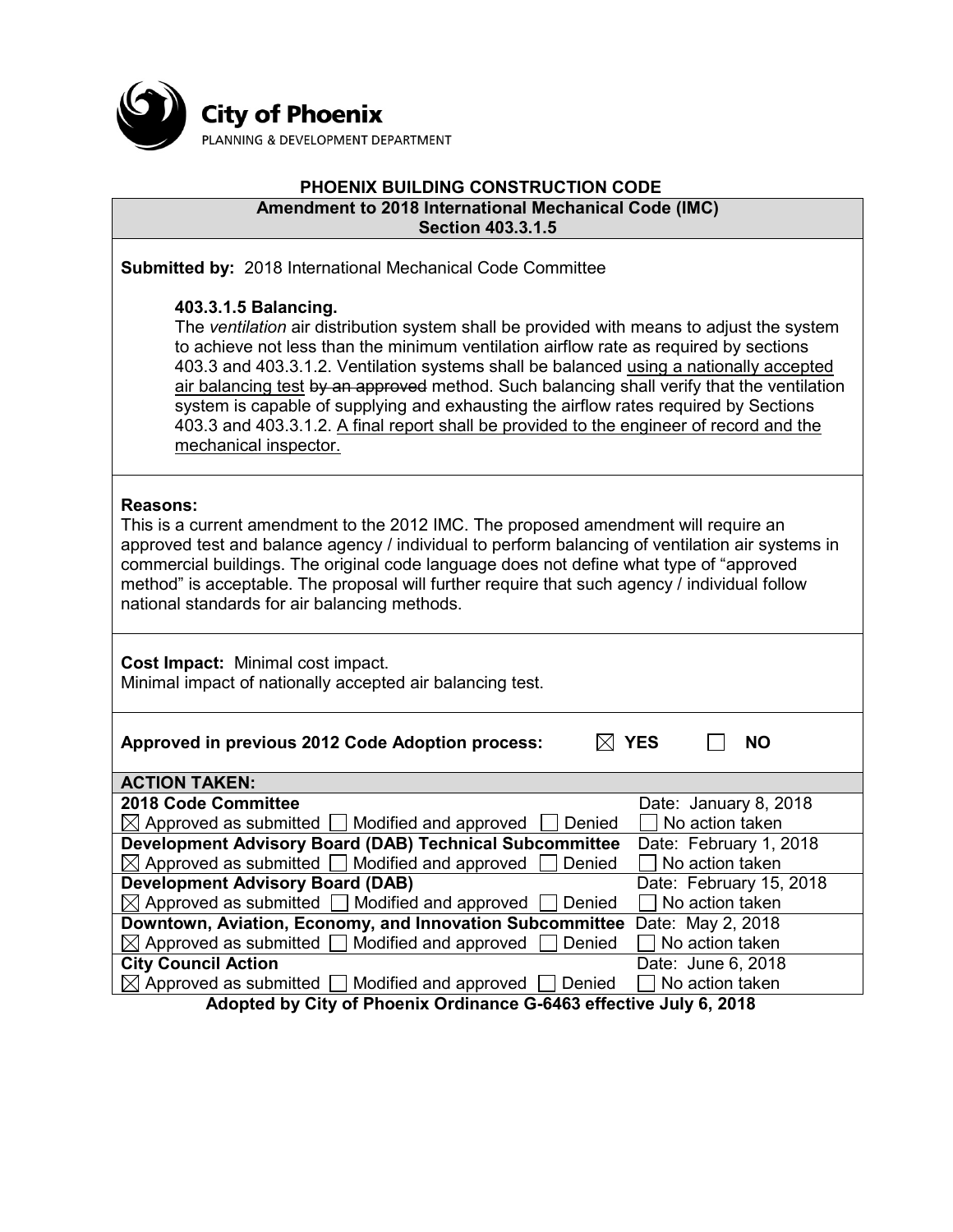**City of Phoenix**
PLANNING & DEVELOPMENT DEPARTMENT

## PHOENIX BUILDING CONSTRUCTION CODE

### Amendment to 2018 International Mechanical Code (IMC) Section 403.3.1.5

**Submitted by:** 2018 International Mechanical Code Committee

**403.3.1.5 Balancing.**
The *ventilation* air distribution system shall be provided with means to adjust the system to achieve not less than the minimum ventilation airflow rate as required by sections 403.3 and 403.3.1.2. Ventilation systems shall be balanced <u>using a nationally accepted air balancing test</u> ~~by an approved~~ method. Such balancing shall verify that the ventilation system is capable of supplying and exhausting the airflow rates required by Sections 403.3 and 403.3.1.2. <u>A final report shall be provided to the engineer of record and the mechanical inspector.</u>

**Reasons:**
This is a current amendment to the 2012 IMC. The proposed amendment will require an approved test and balance agency / individual to perform balancing of ventilation air systems in commercial buildings. The original code language does not define what type of "approved method" is acceptable. The proposal will further require that such agency / individual follow national standards for air balancing methods.

**Cost Impact:** Minimal cost impact.
Minimal impact of nationally accepted air balancing test.

**Approved in previous 2012 Code Adoption process:** ☒ **YES** ☐ **NO**

| ACTION TAKEN: | |
|---|---|
| **2018 Code Committee** | Date: January 8, 2018 |
| ☒ Approved as submitted ☐ Modified and approved ☐ Denied | ☐ No action taken |
| **Development Advisory Board (DAB) Technical Subcommittee** | Date: February 1, 2018 |
| ☒ Approved as submitted ☐ Modified and approved ☐ Denied | ☐ No action taken |
| **Development Advisory Board (DAB)** | Date: February 15, 2018 |
| ☒ Approved as submitted ☐ Modified and approved ☐ Denied | ☐ No action taken |
| **Downtown, Aviation, Economy, and Innovation Subcommittee** | Date: May 2, 2018 |
| ☒ Approved as submitted ☐ Modified and approved ☐ Denied | ☐ No action taken |
| **City Council Action** | Date: June 6, 2018 |
| ☒ Approved as submitted ☐ Modified and approved ☐ Denied | ☐ No action taken |

**Adopted by City of Phoenix Ordinance G-6463 effective July 6, 2018**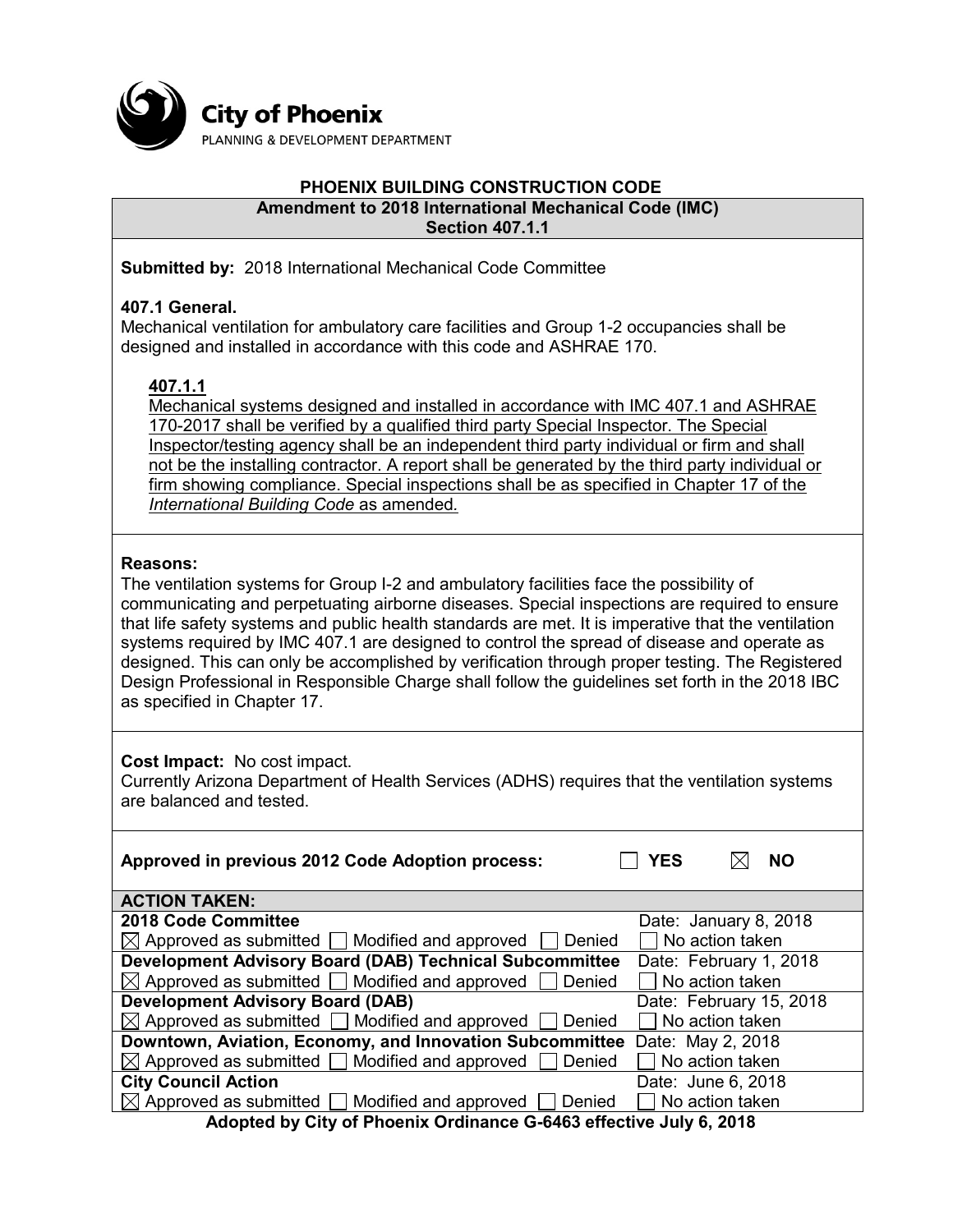City of Phoenix
PLANNING & DEVELOPMENT DEPARTMENT

# PHOENIX BUILDING CONSTRUCTION CODE

## Amendment to 2018 International Mechanical Code (IMC) Section 407.1.1

**Submitted by:** 2018 International Mechanical Code Committee

**407.1 General.**
Mechanical ventilation for ambulatory care facilities and Group 1-2 occupancies shall be designed and installed in accordance with this code and ASHRAE 170.

<u>**407.1.1**</u>
<u>Mechanical systems designed and installed in accordance with IMC 407.1 and ASHRAE 170-2017 shall be verified by a qualified third party Special Inspector. The Special Inspector/testing agency shall be an independent third party individual or firm and shall not be the installing contractor. A report shall be generated by the third party individual or firm showing compliance. Special inspections shall be as specified in Chapter 17 of the *International Building Code* as amended.</u>

**Reasons:**
The ventilation systems for Group I-2 and ambulatory facilities face the possibility of communicating and perpetuating airborne diseases. Special inspections are required to ensure that life safety systems and public health standards are met. It is imperative that the ventilation systems required by IMC 407.1 are designed to control the spread of disease and operate as designed. This can only be accomplished by verification through proper testing. The Registered Design Professional in Responsible Charge shall follow the guidelines set forth in the 2018 IBC as specified in Chapter 17.

**Cost Impact:** No cost impact.
Currently Arizona Department of Health Services (ADHS) requires that the ventilation systems are balanced and tested.

**Approved in previous 2012 Code Adoption process:** ☐ **YES** ☒ **NO**

| **ACTION TAKEN:** | |
|---|---|
| **2018 Code Committee** | Date: January 8, 2018 |
| ☒ Approved as submitted ☐ Modified and approved ☐ Denied | ☐ No action taken |
| **Development Advisory Board (DAB) Technical Subcommittee** | Date: February 1, 2018 |
| ☒ Approved as submitted ☐ Modified and approved ☐ Denied | ☐ No action taken |
| **Development Advisory Board (DAB)** | Date: February 15, 2018 |
| ☒ Approved as submitted ☐ Modified and approved ☐ Denied | ☐ No action taken |
| **Downtown, Aviation, Economy, and Innovation Subcommittee** | Date: May 2, 2018 |
| ☒ Approved as submitted ☐ Modified and approved ☐ Denied | ☐ No action taken |
| **City Council Action** | Date: June 6, 2018 |
| ☒ Approved as submitted ☐ Modified and approved ☐ Denied | ☐ No action taken |

**Adopted by City of Phoenix Ordinance G-6463 effective July 6, 2018**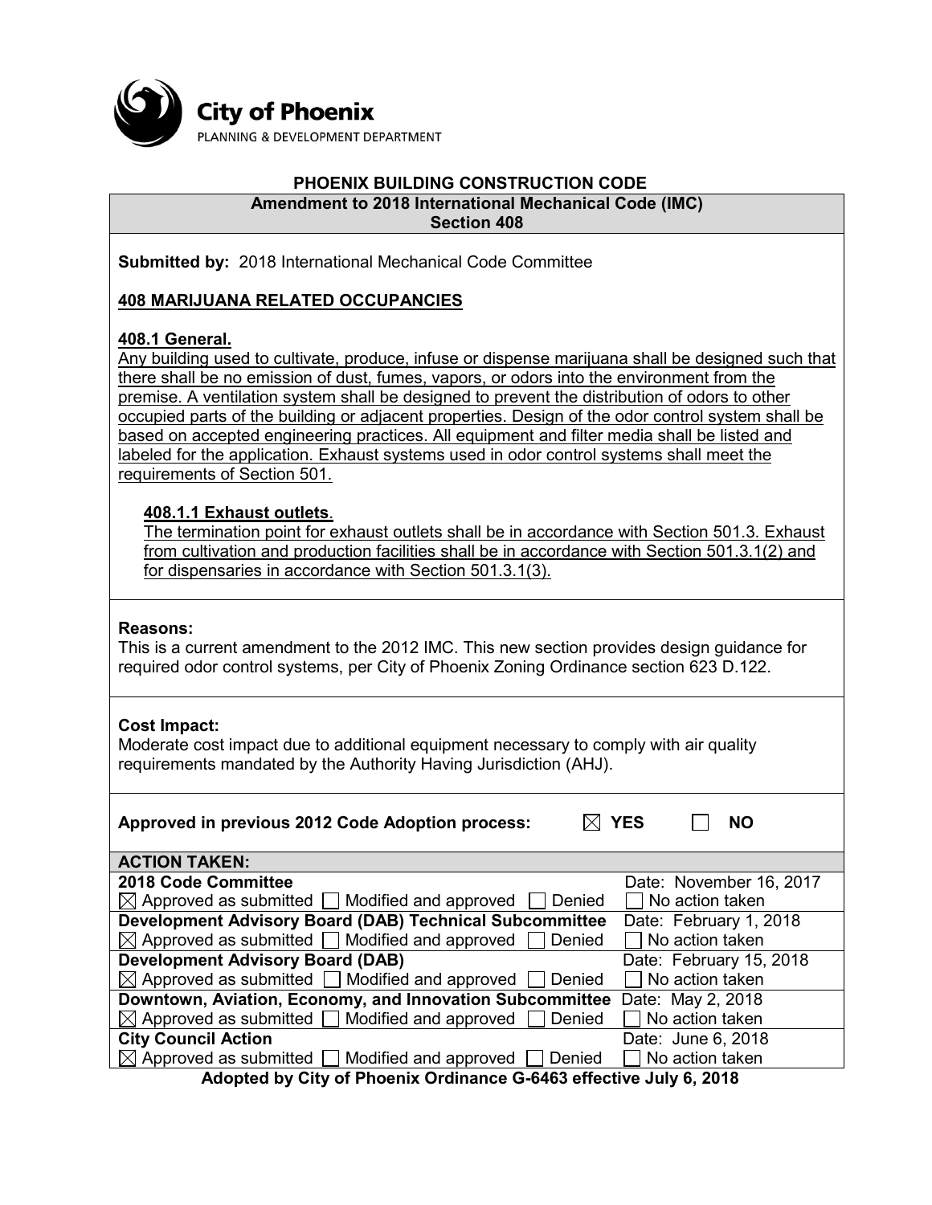**City of Phoenix**
PLANNING & DEVELOPMENT DEPARTMENT

# PHOENIX BUILDING CONSTRUCTION CODE

## Amendment to 2018 International Mechanical Code (IMC) Section 408

**Submitted by:** 2018 International Mechanical Code Committee

**408 MARIJUANA RELATED OCCUPANCIES**

**408.1 General.**
Any building used to cultivate, produce, infuse or dispense marijuana shall be designed such that there shall be no emission of dust, fumes, vapors, or odors into the environment from the premise. A ventilation system shall be designed to prevent the distribution of odors to other occupied parts of the building or adjacent properties. Design of the odor control system shall be based on accepted engineering practices. All equipment and filter media shall be listed and labeled for the application. Exhaust systems used in odor control systems shall meet the requirements of Section 501.

**408.1.1 Exhaust outlets**.
The termination point for exhaust outlets shall be in accordance with Section 501.3. Exhaust from cultivation and production facilities shall be in accordance with Section 501.3.1(2) and for dispensaries in accordance with Section 501.3.1(3).

**Reasons:**
This is a current amendment to the 2012 IMC. This new section provides design guidance for required odor control systems, per City of Phoenix Zoning Ordinance section 623 D.122.

**Cost Impact:**
Moderate cost impact due to additional equipment necessary to comply with air quality requirements mandated by the Authority Having Jurisdiction (AHJ).

**Approved in previous 2012 Code Adoption process:** ☒ **YES** ☐ **NO**

| ACTION TAKEN: | |
|---|---|
| **2018 Code Committee** | Date: November 16, 2017 |
| ☒ Approved as submitted ☐ Modified and approved ☐ Denied | ☐ No action taken |
| **Development Advisory Board (DAB) Technical Subcommittee** | Date: February 1, 2018 |
| ☒ Approved as submitted ☐ Modified and approved ☐ Denied | ☐ No action taken |
| **Development Advisory Board (DAB)** | Date: February 15, 2018 |
| ☒ Approved as submitted ☐ Modified and approved ☐ Denied | ☐ No action taken |
| **Downtown, Aviation, Economy, and Innovation Subcommittee** | Date: May 2, 2018 |
| ☒ Approved as submitted ☐ Modified and approved ☐ Denied | ☐ No action taken |
| **City Council Action** | Date: June 6, 2018 |
| ☒ Approved as submitted ☐ Modified and approved ☐ Denied | ☐ No action taken |

**Adopted by City of Phoenix Ordinance G-6463 effective July 6, 2018**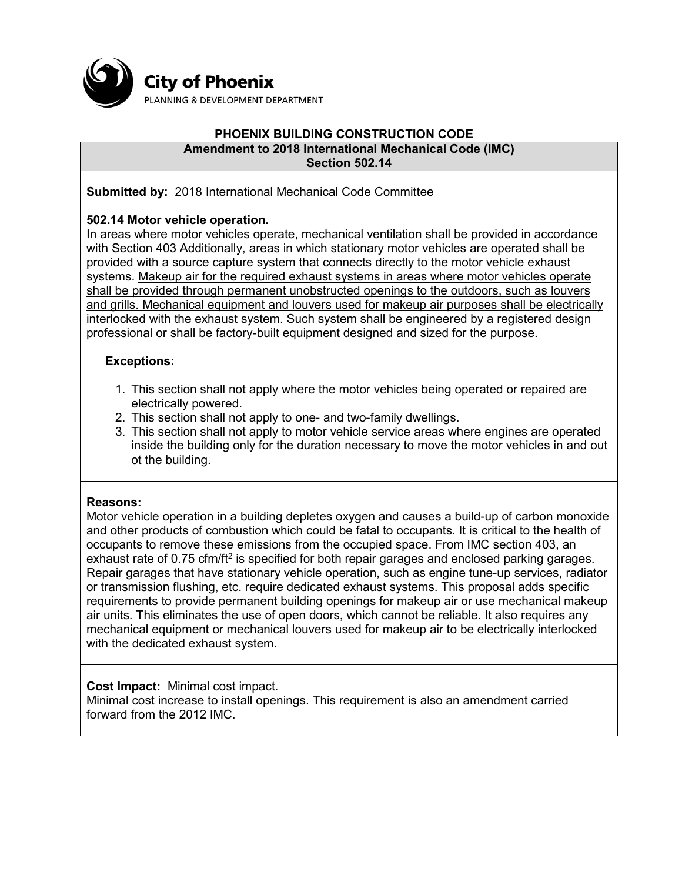City of Phoenix
PLANNING & DEVELOPMENT DEPARTMENT

# PHOENIX BUILDING CONSTRUCTION CODE

## Amendment to 2018 International Mechanical Code (IMC) Section 502.14

**Submitted by:** 2018 International Mechanical Code Committee

**502.14 Motor vehicle operation.**
In areas where motor vehicles operate, mechanical ventilation shall be provided in accordance with Section 403 Additionally, areas in which stationary motor vehicles are operated shall be provided with a source capture system that connects directly to the motor vehicle exhaust systems. <u>Makeup air for the required exhaust systems in areas where motor vehicles operate shall be provided through permanent unobstructed openings to the outdoors, such as louvers and grills. Mechanical equipment and louvers used for makeup air purposes shall be electrically interlocked with the exhaust system</u>. Such system shall be engineered by a registered design professional or shall be factory-built equipment designed and sized for the purpose.

**Exceptions:**

1. This section shall not apply where the motor vehicles being operated or repaired are electrically powered.
2. This section shall not apply to one- and two-family dwellings.
3. This section shall not apply to motor vehicle service areas where engines are operated inside the building only for the duration necessary to move the motor vehicles in and out ot the building.

**Reasons:**
Motor vehicle operation in a building depletes oxygen and causes a build-up of carbon monoxide and other products of combustion which could be fatal to occupants. It is critical to the health of occupants to remove these emissions from the occupied space. From IMC section 403, an exhaust rate of 0.75 cfm/ft$^2$ is specified for both repair garages and enclosed parking garages. Repair garages that have stationary vehicle operation, such as engine tune-up services, radiator or transmission flushing, etc. require dedicated exhaust systems. This proposal adds specific requirements to provide permanent building openings for makeup air or use mechanical makeup air units. This eliminates the use of open doors, which cannot be reliable. It also requires any mechanical equipment or mechanical louvers used for makeup air to be electrically interlocked with the dedicated exhaust system.

**Cost Impact:** Minimal cost impact.
Minimal cost increase to install openings. This requirement is also an amendment carried forward from the 2012 IMC.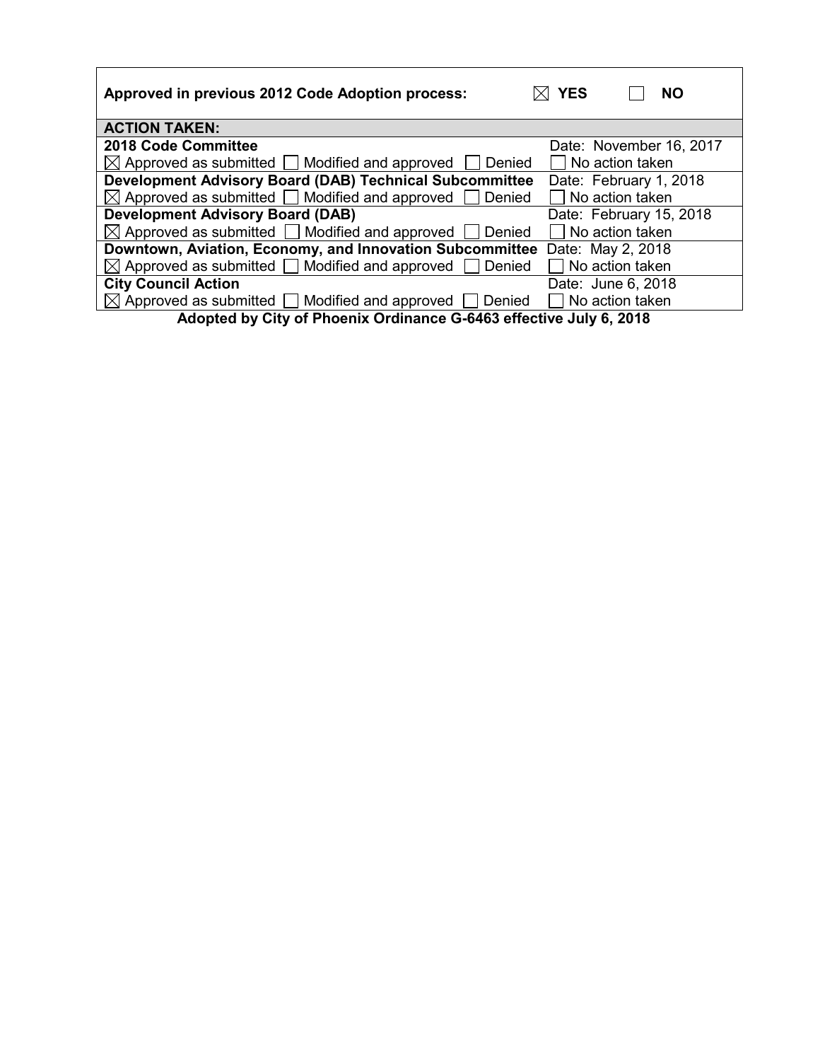| **Approved in previous 2012 Code Adoption process:** | ☒ **YES** ☐ **NO** |
|---|---|
| **ACTION TAKEN:** | |
| **2018 Code Committee** | Date: November 16, 2017 |
| ☒ Approved as submitted ☐ Modified and approved ☐ Denied | ☐ No action taken |
| **Development Advisory Board (DAB) Technical Subcommittee** | Date: February 1, 2018 |
| ☒ Approved as submitted ☐ Modified and approved ☐ Denied | ☐ No action taken |
| **Development Advisory Board (DAB)** | Date: February 15, 2018 |
| ☒ Approved as submitted ☐ Modified and approved ☐ Denied | ☐ No action taken |
| **Downtown, Aviation, Economy, and Innovation Subcommittee** | Date: May 2, 2018 |
| ☒ Approved as submitted ☐ Modified and approved ☐ Denied | ☐ No action taken |
| **City Council Action** | Date: June 6, 2018 |
| ☒ Approved as submitted ☐ Modified and approved ☐ Denied | ☐ No action taken |

**Adopted by City of Phoenix Ordinance G-6463 effective July 6, 2018**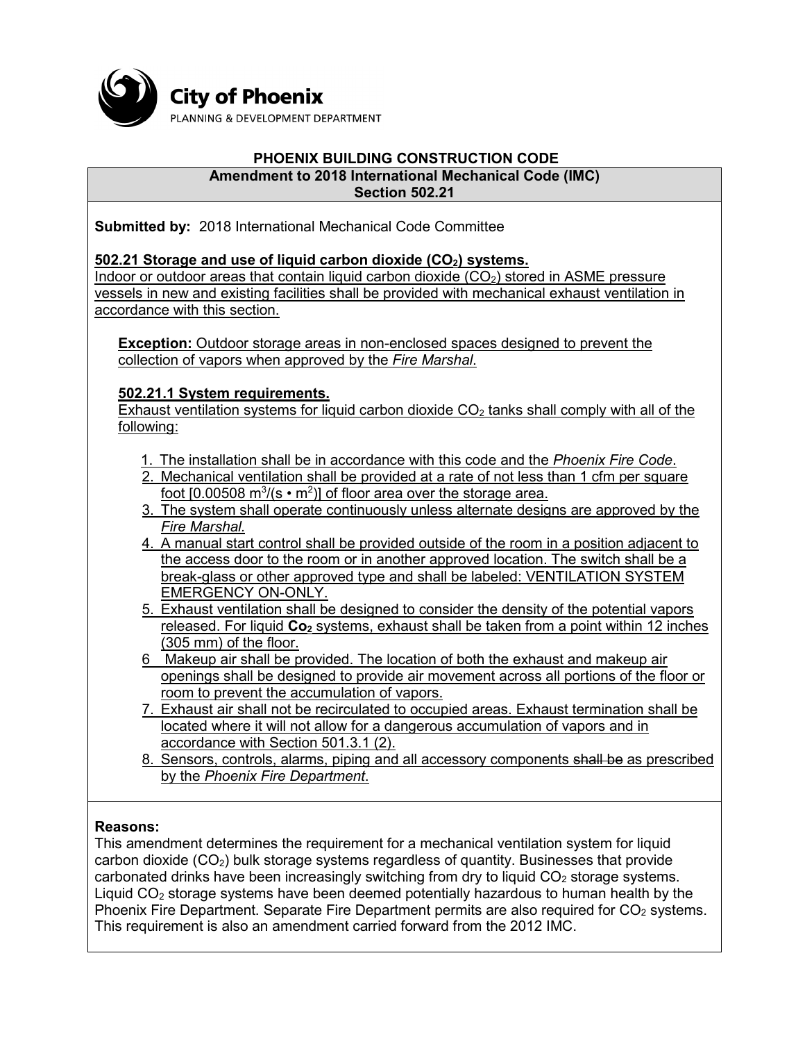City of Phoenix
PLANNING & DEVELOPMENT DEPARTMENT

## PHOENIX BUILDING CONSTRUCTION CODE

### Amendment to 2018 International Mechanical Code (IMC) Section 502.21

**Submitted by:** 2018 International Mechanical Code Committee

**502.21 Storage and use of liquid carbon dioxide ($CO_2$) systems.**
Indoor or outdoor areas that contain liquid carbon dioxide ($CO_2$) stored in ASME pressure vessels in new and existing facilities shall be provided with mechanical exhaust ventilation in accordance with this section.

**Exception:** Outdoor storage areas in non-enclosed spaces designed to prevent the collection of vapors when approved by the *Fire Marshal*.

**502.21.1 System requirements.**
Exhaust ventilation systems for liquid carbon dioxide $CO_2$ tanks shall comply with all of the following:

1. The installation shall be in accordance with this code and the *Phoenix Fire Code*.
2. Mechanical ventilation shall be provided at a rate of not less than 1 cfm per square foot [$0.00508\ m^3/(s \bullet m^2)$] of floor area over the storage area.
3. The system shall operate continuously unless alternate designs are approved by the *Fire Marshal.*
4. A manual start control shall be provided outside of the room in a position adjacent to the access door to the room or in another approved location. The switch shall be a break-glass or other approved type and shall be labeled: VENTILATION SYSTEM EMERGENCY ON-ONLY.
5. Exhaust ventilation shall be designed to consider the density of the potential vapors released. For liquid **$Co_2$** systems, exhaust shall be taken from a point within 12 inches (305 mm) of the floor.
6. Makeup air shall be provided. The location of both the exhaust and makeup air openings shall be designed to provide air movement across all portions of the floor or room to prevent the accumulation of vapors.
7. Exhaust air shall not be recirculated to occupied areas. Exhaust termination shall be located where it will not allow for a dangerous accumulation of vapors and in accordance with Section 501.3.1 (2).
8. Sensors, controls, alarms, piping and all accessory components ~~shall be~~ as prescribed by the *Phoenix Fire Department*.

**Reasons:**
This amendment determines the requirement for a mechanical ventilation system for liquid carbon dioxide ($CO_2$) bulk storage systems regardless of quantity. Businesses that provide carbonated drinks have been increasingly switching from dry to liquid $CO_2$ storage systems. Liquid $CO_2$ storage systems have been deemed potentially hazardous to human health by the Phoenix Fire Department. Separate Fire Department permits are also required for $CO_2$ systems. This requirement is also an amendment carried forward from the 2012 IMC.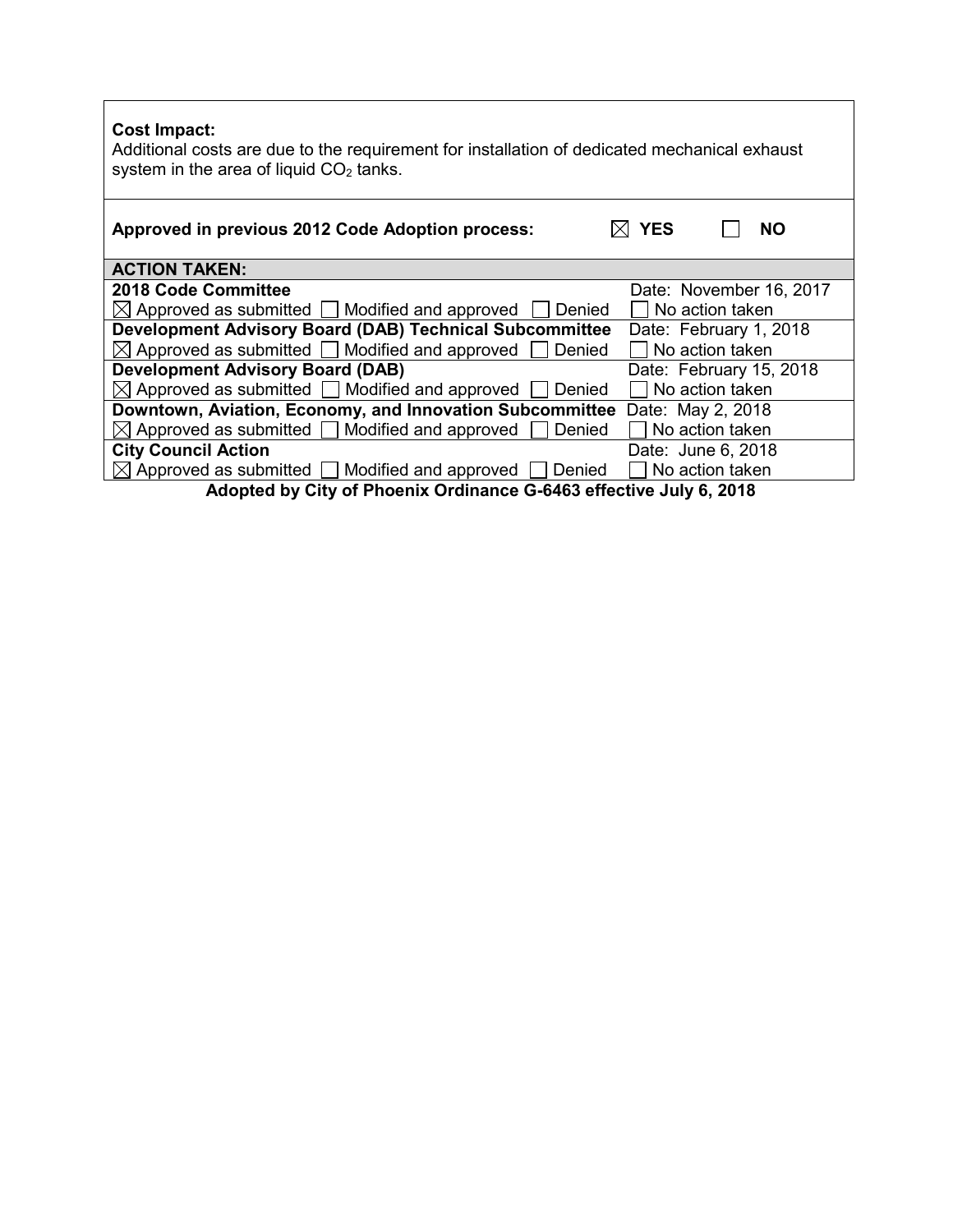**Cost Impact:**
Additional costs are due to the requirement for installation of dedicated mechanical exhaust system in the area of liquid $CO_2$ tanks.

**Approved in previous 2012 Code Adoption process:** ☒ **YES** ☐ **NO**

| **ACTION TAKEN:** | |
|---|---|
| **2018 Code Committee** | Date: November 16, 2017 |
| ☒ Approved as submitted ☐ Modified and approved ☐ Denied | ☐ No action taken |
| **Development Advisory Board (DAB) Technical Subcommittee** | Date: February 1, 2018 |
| ☒ Approved as submitted ☐ Modified and approved ☐ Denied | ☐ No action taken |
| **Development Advisory Board (DAB)** | Date: February 15, 2018 |
| ☒ Approved as submitted ☐ Modified and approved ☐ Denied | ☐ No action taken |
| **Downtown, Aviation, Economy, and Innovation Subcommittee** | Date: May 2, 2018 |
| ☒ Approved as submitted ☐ Modified and approved ☐ Denied | ☐ No action taken |
| **City Council Action** | Date: June 6, 2018 |
| ☒ Approved as submitted ☐ Modified and approved ☐ Denied | ☐ No action taken |

**Adopted by City of Phoenix Ordinance G-6463 effective July 6, 2018**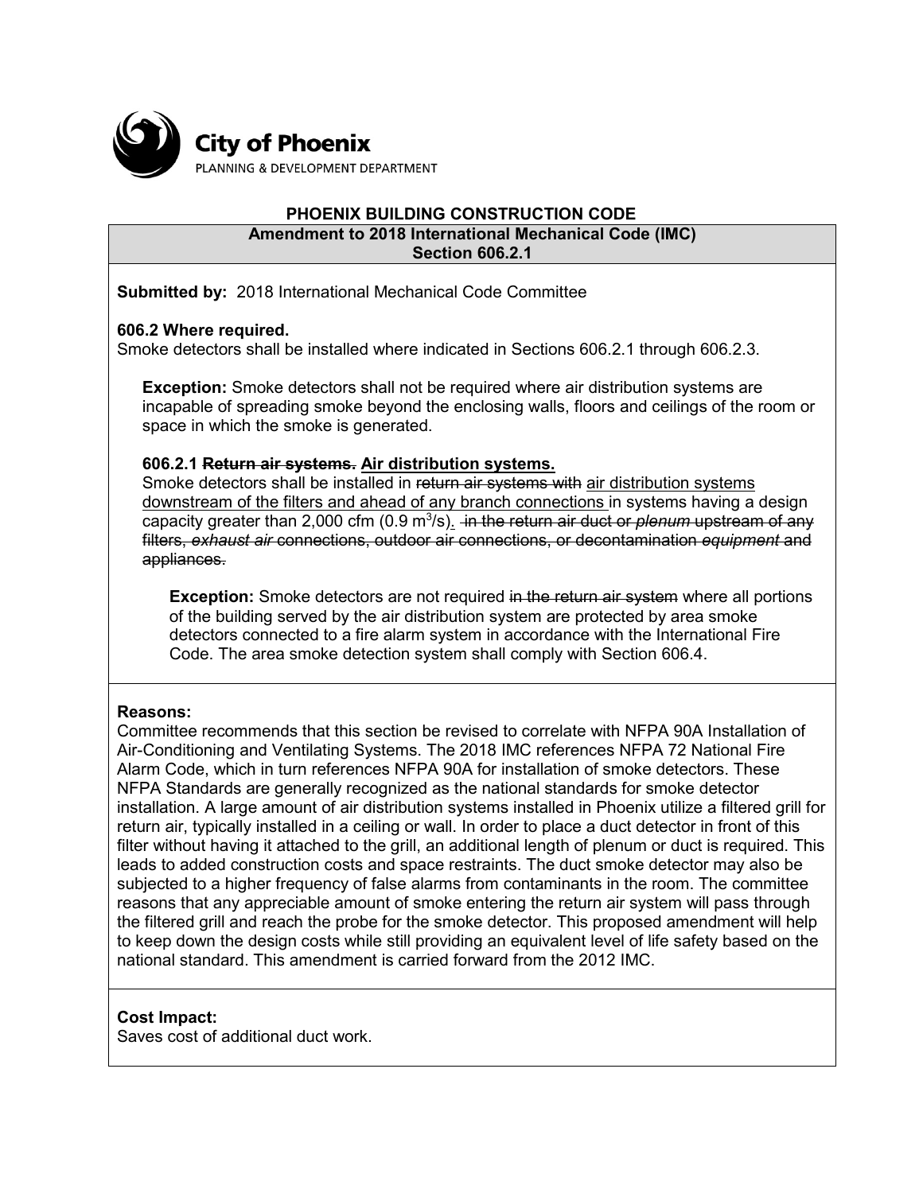City of Phoenix
PLANNING & DEVELOPMENT DEPARTMENT

## PHOENIX BUILDING CONSTRUCTION CODE

**Amendment to 2018 International Mechanical Code (IMC)**
**Section 606.2.1**

**Submitted by:** 2018 International Mechanical Code Committee

**606.2 Where required.**
Smoke detectors shall be installed where indicated in Sections 606.2.1 through 606.2.3.

> **Exception:** Smoke detectors shall not be required where air distribution systems are incapable of spreading smoke beyond the enclosing walls, floors and ceilings of the room or space in which the smoke is generated.

**606.2.1 ~~Return air systems.~~ <u>Air distribution systems.</u>**
Smoke detectors shall be installed in ~~return air systems with~~ <u>air distribution systems downstream of the filters and ahead of any branch connections</u> in systems having a design capacity greater than 2,000 cfm (0.9 $m^3/s$)<u>.</u> ~~in the return air duct or *plenum* upstream of any filters, *exhaust air* connections, outdoor air connections, or decontamination *equipment* and appliances.~~

> **Exception:** Smoke detectors are not required ~~in the return air system~~ where all portions of the building served by the air distribution system are protected by area smoke detectors connected to a fire alarm system in accordance with the International Fire Code. The area smoke detection system shall comply with Section 606.4.

**Reasons:**
Committee recommends that this section be revised to correlate with NFPA 90A Installation of Air-Conditioning and Ventilating Systems. The 2018 IMC references NFPA 72 National Fire Alarm Code, which in turn references NFPA 90A for installation of smoke detectors. These NFPA Standards are generally recognized as the national standards for smoke detector installation. A large amount of air distribution systems installed in Phoenix utilize a filtered grill for return air, typically installed in a ceiling or wall. In order to place a duct detector in front of this filter without having it attached to the grill, an additional length of plenum or duct is required. This leads to added construction costs and space restraints. The duct smoke detector may also be subjected to a higher frequency of false alarms from contaminants in the room. The committee reasons that any appreciable amount of smoke entering the return air system will pass through the filtered grill and reach the probe for the smoke detector. This proposed amendment will help to keep down the design costs while still providing an equivalent level of life safety based on the national standard. This amendment is carried forward from the 2012 IMC.

**Cost Impact:**
Saves cost of additional duct work.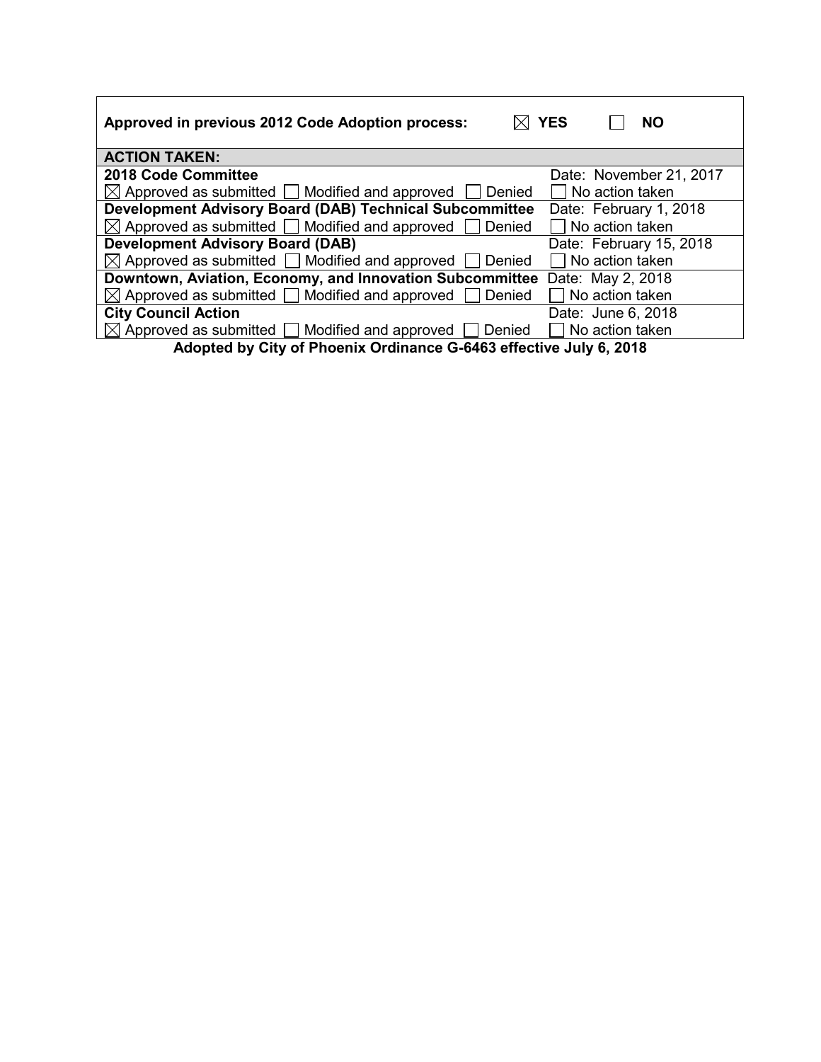| Approved in previous 2012 Code Adoption process: ☒ YES ☐ NO | |
|---|---|
| **ACTION TAKEN:** | |
| **2018 Code Committee** | Date: November 21, 2017 |
| ☒ Approved as submitted ☐ Modified and approved ☐ Denied | ☐ No action taken |
| **Development Advisory Board (DAB) Technical Subcommittee** | Date: February 1, 2018 |
| ☒ Approved as submitted ☐ Modified and approved ☐ Denied | ☐ No action taken |
| **Development Advisory Board (DAB)** | Date: February 15, 2018 |
| ☒ Approved as submitted ☐ Modified and approved ☐ Denied | ☐ No action taken |
| **Downtown, Aviation, Economy, and Innovation Subcommittee** | Date: May 2, 2018 |
| ☒ Approved as submitted ☐ Modified and approved ☐ Denied | ☐ No action taken |
| **City Council Action** | Date: June 6, 2018 |
| ☒ Approved as submitted ☐ Modified and approved ☐ Denied | ☐ No action taken |

**Adopted by City of Phoenix Ordinance G-6463 effective July 6, 2018**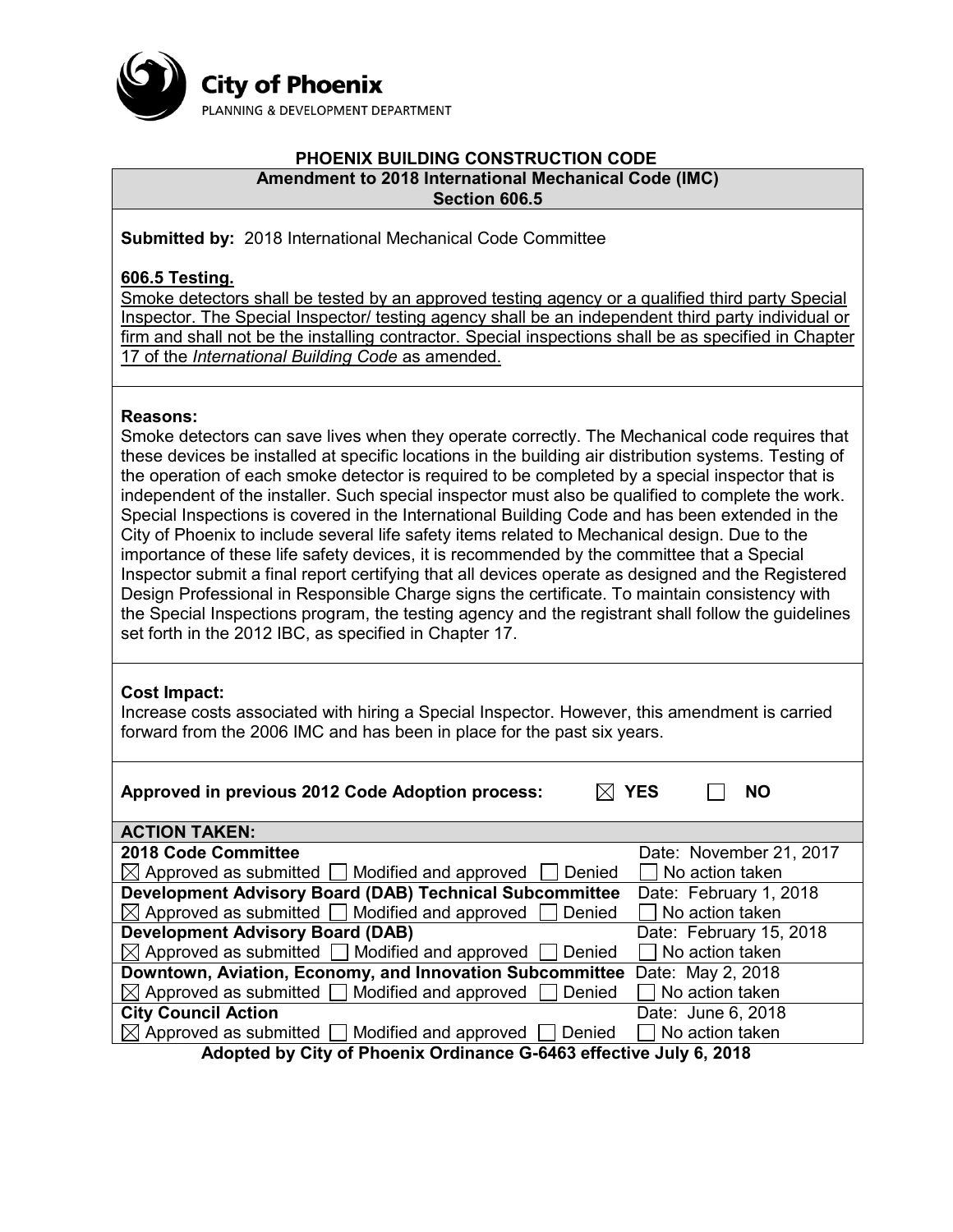City of Phoenix
PLANNING & DEVELOPMENT DEPARTMENT

**PHOENIX BUILDING CONSTRUCTION CODE**

**Amendment to 2018 International Mechanical Code (IMC)**
**Section 606.5**

**Submitted by:** 2018 International Mechanical Code Committee

**606.5 Testing.**
Smoke detectors shall be tested by an approved testing agency or a qualified third party Special Inspector. The Special Inspector/ testing agency shall be an independent third party individual or firm and shall not be the installing contractor. Special inspections shall be as specified in Chapter 17 of the *International Building Code* as amended.

**Reasons:**
Smoke detectors can save lives when they operate correctly. The Mechanical code requires that these devices be installed at specific locations in the building air distribution systems. Testing of the operation of each smoke detector is required to be completed by a special inspector that is independent of the installer. Such special inspector must also be qualified to complete the work. Special Inspections is covered in the International Building Code and has been extended in the City of Phoenix to include several life safety items related to Mechanical design. Due to the importance of these life safety devices, it is recommended by the committee that a Special Inspector submit a final report certifying that all devices operate as designed and the Registered Design Professional in Responsible Charge signs the certificate. To maintain consistency with the Special Inspections program, the testing agency and the registrant shall follow the guidelines set forth in the 2012 IBC, as specified in Chapter 17.

**Cost Impact:**
Increase costs associated with hiring a Special Inspector. However, this amendment is carried forward from the 2006 IMC and has been in place for the past six years.

**Approved in previous 2012 Code Adoption process:** ☒ **YES** ☐ **NO**

| **ACTION TAKEN:** | |
|---|---|
| **2018 Code Committee** | Date: November 21, 2017 |
| ☒ Approved as submitted ☐ Modified and approved ☐ Denied | ☐ No action taken |
| **Development Advisory Board (DAB) Technical Subcommittee** | Date: February 1, 2018 |
| ☒ Approved as submitted ☐ Modified and approved ☐ Denied | ☐ No action taken |
| **Development Advisory Board (DAB)** | Date: February 15, 2018 |
| ☒ Approved as submitted ☐ Modified and approved ☐ Denied | ☐ No action taken |
| **Downtown, Aviation, Economy, and Innovation Subcommittee** | Date: May 2, 2018 |
| ☒ Approved as submitted ☐ Modified and approved ☐ Denied | ☐ No action taken |
| **City Council Action** | Date: June 6, 2018 |
| ☒ Approved as submitted ☐ Modified and approved ☐ Denied | ☐ No action taken |

**Adopted by City of Phoenix Ordinance G-6463 effective July 6, 2018**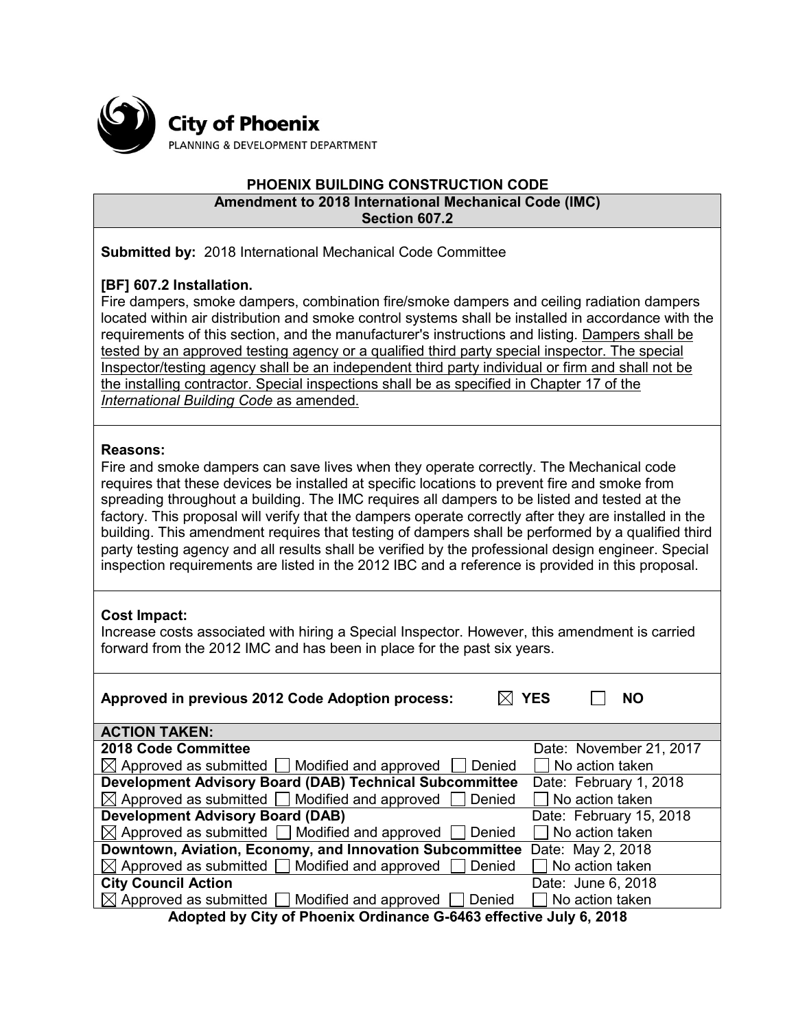**City of Phoenix**
PLANNING & DEVELOPMENT DEPARTMENT

# PHOENIX BUILDING CONSTRUCTION CODE

## Amendment to 2018 International Mechanical Code (IMC)
## Section 607.2

**Submitted by:** 2018 International Mechanical Code Committee

**[BF] 607.2 Installation.**
Fire dampers, smoke dampers, combination fire/smoke dampers and ceiling radiation dampers located within air distribution and smoke control systems shall be installed in accordance with the requirements of this section, and the manufacturer's instructions and listing. <u>Dampers shall be tested by an approved testing agency or a qualified third party special inspector. The special Inspector/testing agency shall be an independent third party individual or firm and shall not be the installing contractor. Special inspections shall be as specified in Chapter 17 of the *International Building Code* as amended.</u>

**Reasons:**
Fire and smoke dampers can save lives when they operate correctly. The Mechanical code requires that these devices be installed at specific locations to prevent fire and smoke from spreading throughout a building. The IMC requires all dampers to be listed and tested at the factory. This proposal will verify that the dampers operate correctly after they are installed in the building. This amendment requires that testing of dampers shall be performed by a qualified third party testing agency and all results shall be verified by the professional design engineer. Special inspection requirements are listed in the 2012 IBC and a reference is provided in this proposal.

**Cost Impact:**
Increase costs associated with hiring a Special Inspector. However, this amendment is carried forward from the 2012 IMC and has been in place for the past six years.

**Approved in previous 2012 Code Adoption process:** ☒ **YES** ☐ **NO**

| **ACTION TAKEN:** | |
|---|---|
| **2018 Code Committee** | Date: November 21, 2017 |
| ☒ Approved as submitted ☐ Modified and approved ☐ Denied | ☐ No action taken |
| **Development Advisory Board (DAB) Technical Subcommittee** | Date: February 1, 2018 |
| ☒ Approved as submitted ☐ Modified and approved ☐ Denied | ☐ No action taken |
| **Development Advisory Board (DAB)** | Date: February 15, 2018 |
| ☒ Approved as submitted ☐ Modified and approved ☐ Denied | ☐ No action taken |
| **Downtown, Aviation, Economy, and Innovation Subcommittee** | Date: May 2, 2018 |
| ☒ Approved as submitted ☐ Modified and approved ☐ Denied | ☐ No action taken |
| **City Council Action** | Date: June 6, 2018 |
| ☒ Approved as submitted ☐ Modified and approved ☐ Denied | ☐ No action taken |

**Adopted by City of Phoenix Ordinance G-6463 effective July 6, 2018**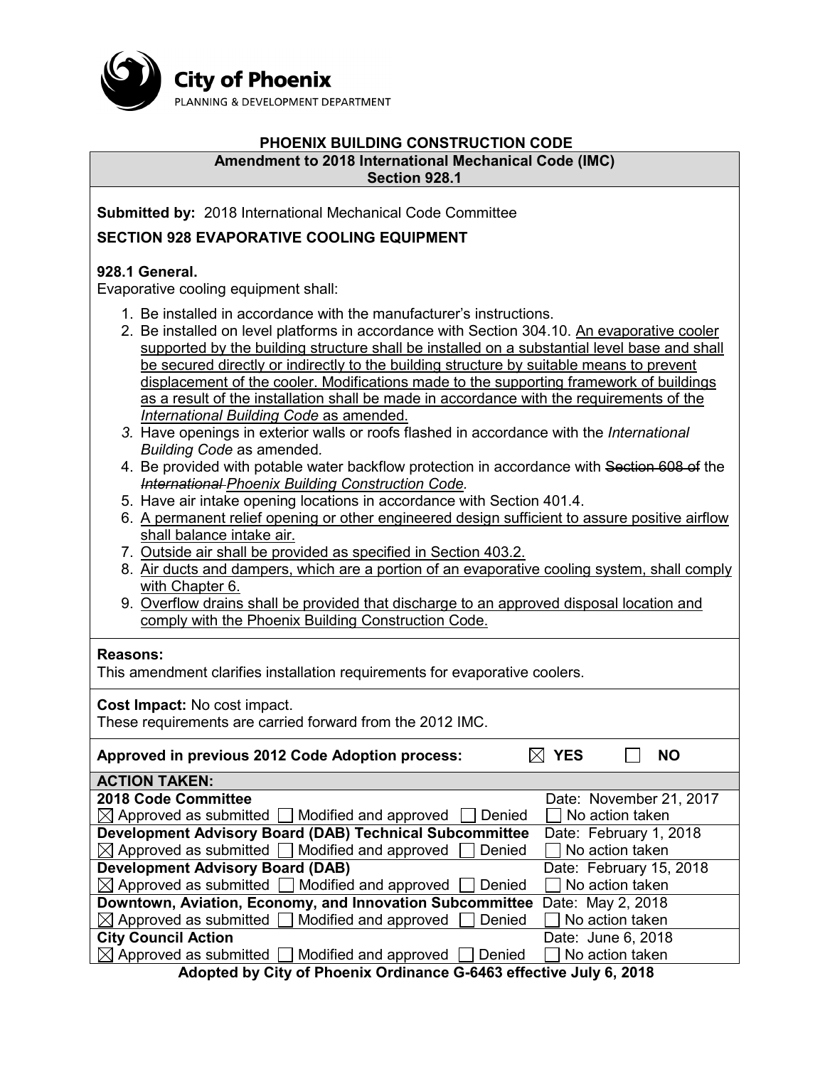City of Phoenix
PLANNING & DEVELOPMENT DEPARTMENT

**PHOENIX BUILDING CONSTRUCTION CODE**

**Amendment to 2018 International Mechanical Code (IMC)**
**Section 928.1**

**Submitted by:** 2018 International Mechanical Code Committee

**SECTION 928 EVAPORATIVE COOLING EQUIPMENT**

**928.1 General.**
Evaporative cooling equipment shall:

1. Be installed in accordance with the manufacturer's instructions.
2. Be installed on level platforms in accordance with Section 304.10. <u>An evaporative cooler supported by the building structure shall be installed on a substantial level base and shall be secured directly or indirectly to the building structure by suitable means to prevent displacement of the cooler. Modifications made to the supporting framework of buildings as a result of the installation shall be made in accordance with the requirements of the *International Building Code* as amended.</u>
3. Have openings in exterior walls or roofs flashed in accordance with the *International Building Code* as amended.
4. Be provided with potable water backflow protection in accordance with ~~Section 608 of~~ the ~~*International*~~ <u>*Phoenix Building Construction Code*</u>.
5. Have air intake opening locations in accordance with Section 401.4.
6. <u>A permanent relief opening or other engineered design sufficient to assure positive airflow shall balance intake air.</u>
7. <u>Outside air shall be provided as specified in Section 403.2.</u>
8. <u>Air ducts and dampers, which are a portion of an evaporative cooling system, shall comply with Chapter 6.</u>
9. <u>Overflow drains shall be provided that discharge to an approved disposal location and comply with the Phoenix Building Construction Code.</u>

**Reasons:**
This amendment clarifies installation requirements for evaporative coolers.

**Cost Impact:** No cost impact.
These requirements are carried forward from the 2012 IMC.

**Approved in previous 2012 Code Adoption process:** ☒ **YES** ☐ **NO**

**ACTION TAKEN:**

| Body | Action | Date |
|---|---|---|
| **2018 Code Committee** | ☒ Approved as submitted ☐ Modified and approved ☐ Denied ☐ No action taken | Date: November 21, 2017 |
| **Development Advisory Board (DAB) Technical Subcommittee** | ☒ Approved as submitted ☐ Modified and approved ☐ Denied ☐ No action taken | Date: February 1, 2018 |
| **Development Advisory Board (DAB)** | ☒ Approved as submitted ☐ Modified and approved ☐ Denied ☐ No action taken | Date: February 15, 2018 |
| **Downtown, Aviation, Economy, and Innovation Subcommittee** | ☒ Approved as submitted ☐ Modified and approved ☐ Denied ☐ No action taken | Date: May 2, 2018 |
| **City Council Action** | ☒ Approved as submitted ☐ Modified and approved ☐ Denied ☐ No action taken | Date: June 6, 2018 |

**Adopted by City of Phoenix Ordinance G-6463 effective July 6, 2018**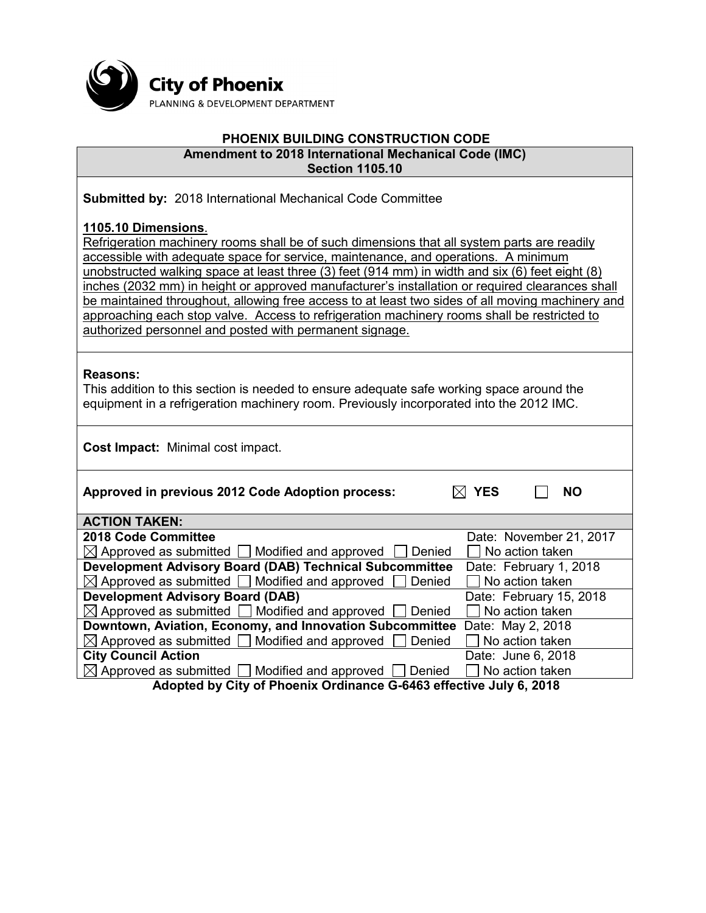**City of Phoenix**
PLANNING & DEVELOPMENT DEPARTMENT

## PHOENIX BUILDING CONSTRUCTION CODE

### Amendment to 2018 International Mechanical Code (IMC)
### Section 1105.10

**Submitted by:** 2018 International Mechanical Code Committee

**<u>1105.10 Dimensions</u>**.
<u>Refrigeration machinery rooms shall be of such dimensions that all system parts are readily accessible with adequate space for service, maintenance, and operations. A minimum unobstructed walking space at least three (3) feet (914 mm) in width and six (6) feet eight (8) inches (2032 mm) in height or approved manufacturer's installation or required clearances shall be maintained throughout, allowing free access to at least two sides of all moving machinery and approaching each stop valve. Access to refrigeration machinery rooms shall be restricted to authorized personnel and posted with permanent signage.</u>

**Reasons:**
This addition to this section is needed to ensure adequate safe working space around the equipment in a refrigeration machinery room. Previously incorporated into the 2012 IMC.

**Cost Impact:** Minimal cost impact.

**Approved in previous 2012 Code Adoption process:** ☒ **YES** ☐ **NO**

**ACTION TAKEN:**

| Body | Action | Date |
|---|---|---|
| **2018 Code Committee** | ☒ Approved as submitted ☐ Modified and approved ☐ Denied ☐ No action taken | Date: November 21, 2017 |
| **Development Advisory Board (DAB) Technical Subcommittee** | ☒ Approved as submitted ☐ Modified and approved ☐ Denied ☐ No action taken | Date: February 1, 2018 |
| **Development Advisory Board (DAB)** | ☒ Approved as submitted ☐ Modified and approved ☐ Denied ☐ No action taken | Date: February 15, 2018 |
| **Downtown, Aviation, Economy, and Innovation Subcommittee** | ☒ Approved as submitted ☐ Modified and approved ☐ Denied ☐ No action taken | Date: May 2, 2018 |
| **City Council Action** | ☒ Approved as submitted ☐ Modified and approved ☐ Denied ☐ No action taken | Date: June 6, 2018 |

**Adopted by City of Phoenix Ordinance G-6463 effective July 6, 2018**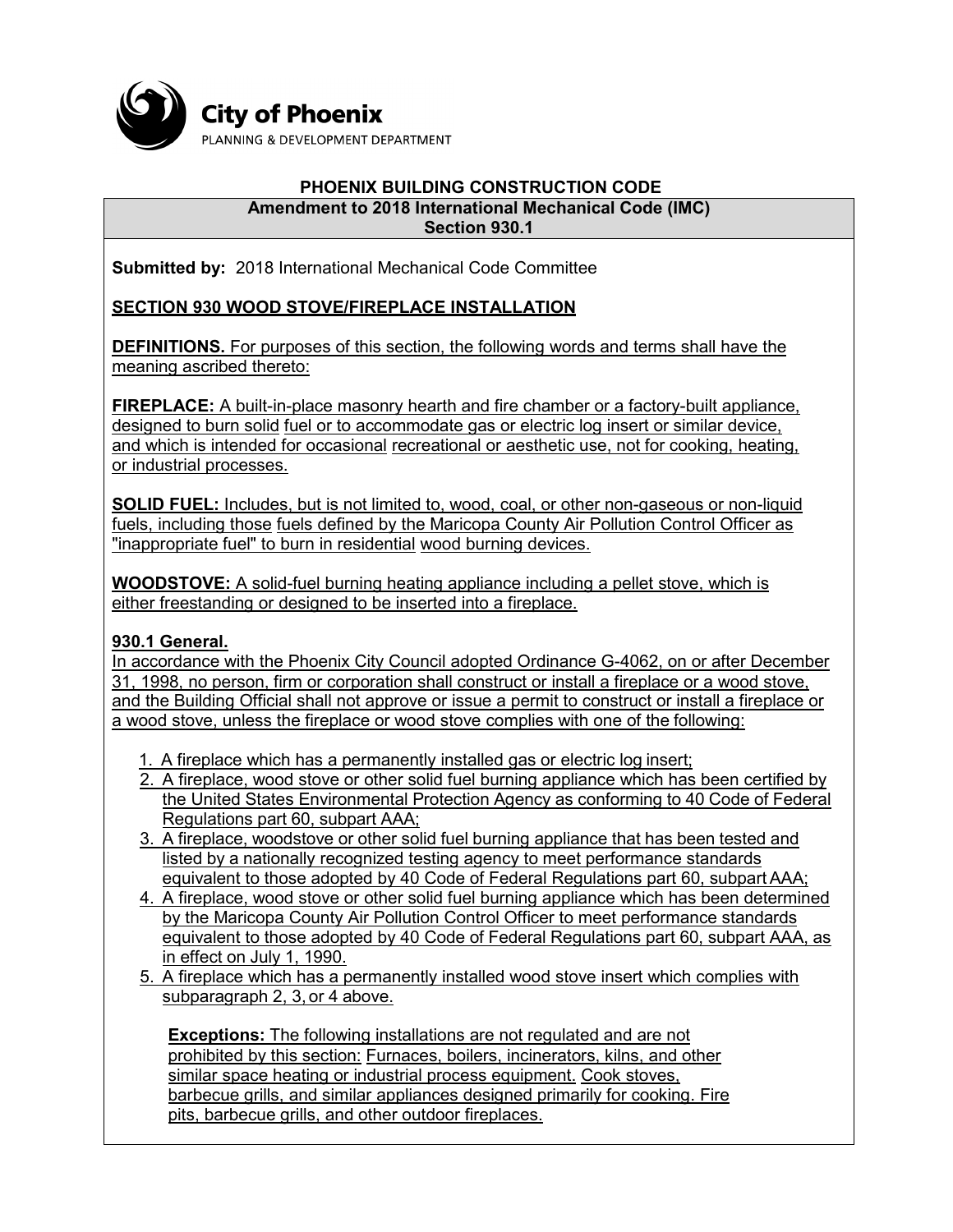City of Phoenix
PLANNING & DEVELOPMENT DEPARTMENT

**PHOENIX BUILDING CONSTRUCTION CODE**

**Amendment to 2018 International Mechanical Code (IMC)**
**Section 930.1**

**Submitted by:** 2018 International Mechanical Code Committee

**SECTION 930 WOOD STOVE/FIREPLACE INSTALLATION**

**DEFINITIONS.** For purposes of this section, the following words and terms shall have the meaning ascribed thereto:

**FIREPLACE:** A built-in-place masonry hearth and fire chamber or a factory-built appliance, designed to burn solid fuel or to accommodate gas or electric log insert or similar device, and which is intended for occasional recreational or aesthetic use, not for cooking, heating, or industrial processes.

**SOLID FUEL:** Includes, but is not limited to, wood, coal, or other non-gaseous or non-liquid fuels, including those fuels defined by the Maricopa County Air Pollution Control Officer as "inappropriate fuel" to burn in residential wood burning devices.

**WOODSTOVE:** A solid-fuel burning heating appliance including a pellet stove, which is either freestanding or designed to be inserted into a fireplace.

**930.1 General.**
In accordance with the Phoenix City Council adopted Ordinance G-4062, on or after December 31, 1998, no person, firm or corporation shall construct or install a fireplace or a wood stove, and the Building Official shall not approve or issue a permit to construct or install a fireplace or a wood stove, unless the fireplace or wood stove complies with one of the following:

1. A fireplace which has a permanently installed gas or electric log insert;
2. A fireplace, wood stove or other solid fuel burning appliance which has been certified by the United States Environmental Protection Agency as conforming to 40 Code of Federal Regulations part 60, subpart AAA;
3. A fireplace, woodstove or other solid fuel burning appliance that has been tested and listed by a nationally recognized testing agency to meet performance standards equivalent to those adopted by 40 Code of Federal Regulations part 60, subpart AAA;
4. A fireplace, wood stove or other solid fuel burning appliance which has been determined by the Maricopa County Air Pollution Control Officer to meet performance standards equivalent to those adopted by 40 Code of Federal Regulations part 60, subpart AAA, as in effect on July 1, 1990.
5. A fireplace which has a permanently installed wood stove insert which complies with subparagraph 2, 3, or 4 above.

**Exceptions:** The following installations are not regulated and are not prohibited by this section: Furnaces, boilers, incinerators, kilns, and other similar space heating or industrial process equipment. Cook stoves, barbecue grills, and similar appliances designed primarily for cooking. Fire pits, barbecue grills, and other outdoor fireplaces.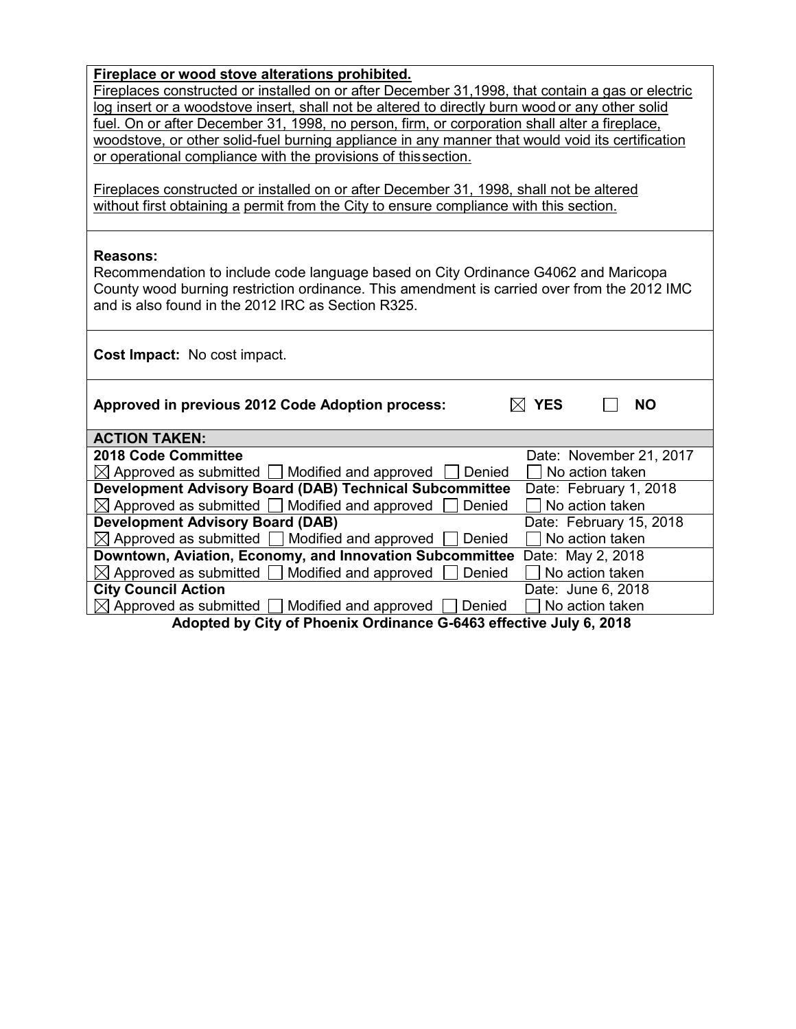**Fireplace or wood stove alterations prohibited.**

Fireplaces constructed or installed on or after December 31,1998, that contain a gas or electric log insert or a woodstove insert, shall not be altered to directly burn wood or any other solid fuel. On or after December 31, 1998, no person, firm, or corporation shall alter a fireplace, woodstove, or other solid-fuel burning appliance in any manner that would void its certification or operational compliance with the provisions of this section.

Fireplaces constructed or installed on or after December 31, 1998, shall not be altered without first obtaining a permit from the City to ensure compliance with this section.

**Reasons:**
Recommendation to include code language based on City Ordinance G4062 and Maricopa County wood burning restriction ordinance. This amendment is carried over from the 2012 IMC and is also found in the 2012 IRC as Section R325.

**Cost Impact:** No cost impact.

**Approved in previous 2012 Code Adoption process:** ☒ **YES** ☐ **NO**

**ACTION TAKEN:**

| | |
|---|---|
| **2018 Code Committee** | Date: November 21, 2017 |
| ☒ Approved as submitted ☐ Modified and approved ☐ Denied | ☐ No action taken |
| **Development Advisory Board (DAB) Technical Subcommittee** | Date: February 1, 2018 |
| ☒ Approved as submitted ☐ Modified and approved ☐ Denied | ☐ No action taken |
| **Development Advisory Board (DAB)** | Date: February 15, 2018 |
| ☒ Approved as submitted ☐ Modified and approved ☐ Denied | ☐ No action taken |
| **Downtown, Aviation, Economy, and Innovation Subcommittee** | Date: May 2, 2018 |
| ☒ Approved as submitted ☐ Modified and approved ☐ Denied | ☐ No action taken |
| **City Council Action** | Date: June 6, 2018 |
| ☒ Approved as submitted ☐ Modified and approved ☐ Denied | ☐ No action taken |

**Adopted by City of Phoenix Ordinance G-6463 effective July 6, 2018**